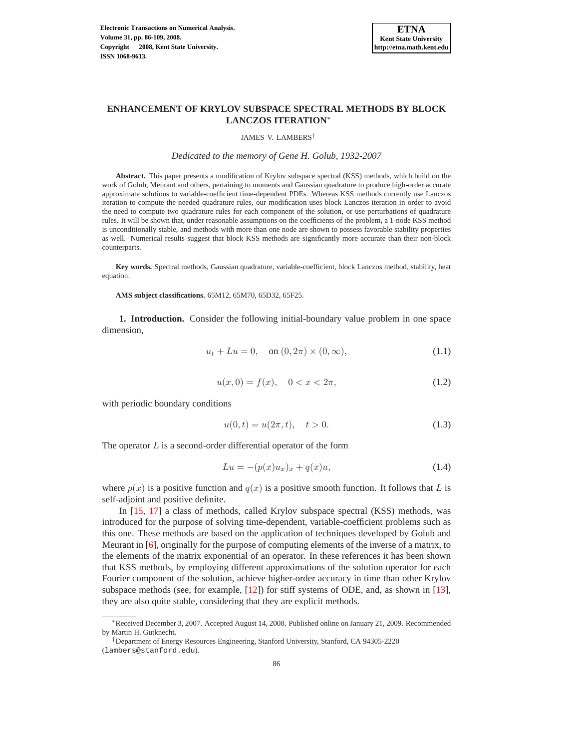# ENHANCEMENT OF KRYLOV SUBSPACE SPECTRAL METHODS BY BLOCK LANCZOS ITERATION*

JAMES V. LAMBERS†

*Dedicated to the memory of Gene H. Golub, 1932-2007*

**Abstract.** This paper presents a modification of Krylov subspace spectral (KSS) methods, which build on the work of Golub, Meurant and others, pertaining to moments and Gaussian quadrature to produce high-order accurate approximate solutions to variable-coefficient time-dependent PDEs. Whereas KSS methods currently use Lanczos iteration to compute the needed quadrature rules, our modification uses block Lanczos iteration in order to avoid the need to compute two quadrature rules for each component of the solution, or use perturbations of quadrature rules. It will be shown that, under reasonable assumptions on the coefficients of the problem, a 1-node KSS method is unconditionally stable, and methods with more than one node are shown to possess favorable stability properties as well. Numerical results suggest that block KSS methods are significantly more accurate than their non-block counterparts.

**Key words.** Spectral methods, Gaussian quadrature, variable-coefficient, block Lanczos method, stability, heat equation.

**AMS subject classifications.** 65M12, 65M70, 65D32, 65F25.

## 1. Introduction.

Consider the following initial-boundary value problem in one space dimension,

$$u_t + Lu = 0, \quad \text{on } (0, 2\pi) \times (0, \infty), \tag{1.1}$$

$$u(x, 0) = f(x), \quad 0 < x < 2\pi, \tag{1.2}$$

with periodic boundary conditions

$$u(0, t) = u(2\pi, t), \quad t > 0. \tag{1.3}$$

The operator $L$ is a second-order differential operator of the form

$$Lu = -(p(x)u_x)_x + q(x)u, \tag{1.4}$$

where $p(x)$ is a positive function and $q(x)$ is a positive smooth function. It follows that $L$ is self-adjoint and positive definite.

In [15, 17] a class of methods, called Krylov subspace spectral (KSS) methods, was introduced for the purpose of solving time-dependent, variable-coefficient problems such as this one. These methods are based on the application of techniques developed by Golub and Meurant in [6], originally for the purpose of computing elements of the inverse of a matrix, to the elements of the matrix exponential of an operator. In these references it has been shown that KSS methods, by employing different approximations of the solution operator for each Fourier component of the solution, achieve higher-order accuracy in time than other Krylov subspace methods (see, for example, [12]) for stiff systems of ODE, and, as shown in [13], they are also quite stable, considering that they are explicit methods.

---

*Received December 3, 2007. Accepted August 14, 2008. Published online on January 21, 2009. Recommended by Martin H. Gutknecht.

†Department of Energy Resources Engineering, Stanford University, Stanford, CA 94305-2220 (lambers@stanford.edu).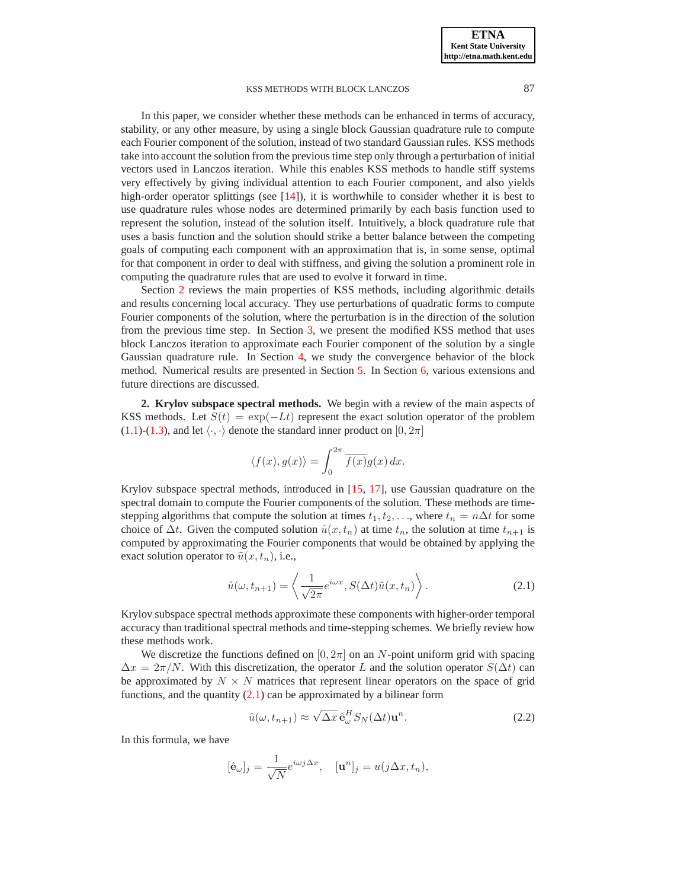In this paper, we consider whether these methods can be enhanced in terms of accuracy, stability, or any other measure, by using a single block Gaussian quadrature rule to compute each Fourier component of the solution, instead of two standard Gaussian rules. KSS methods take into account the solution from the previous time step only through a perturbation of initial vectors used in Lanczos iteration. While this enables KSS methods to handle stiff systems very effectively by giving individual attention to each Fourier component, and also yields high-order operator splittings (see [14]), it is worthwhile to consider whether it is best to use quadrature rules whose nodes are determined primarily by each basis function used to represent the solution, instead of the solution itself. Intuitively, a block quadrature rule that uses a basis function and the solution should strike a better balance between the competing goals of computing each component with an approximation that is, in some sense, optimal for that component in order to deal with stiffness, and giving the solution a prominent role in computing the quadrature rules that are used to evolve it forward in time.

Section 2 reviews the main properties of KSS methods, including algorithmic details and results concerning local accuracy. They use perturbations of quadratic forms to compute Fourier components of the solution, where the perturbation is in the direction of the solution from the previous time step. In Section 3, we present the modified KSS method that uses block Lanczos iteration to approximate each Fourier component of the solution by a single Gaussian quadrature rule. In Section 4, we study the convergence behavior of the block method. Numerical results are presented in Section 5. In Section 6, various extensions and future directions are discussed.

**2. Krylov subspace spectral methods.** We begin with a review of the main aspects of KSS methods. Let $S(t) = \exp(-Lt)$ represent the exact solution operator of the problem (1.1)-(1.3), and let $\langle \cdot, \cdot \rangle$ denote the standard inner product on $[0, 2\pi]$

$$\langle f(x), g(x) \rangle = \int_0^{2\pi} \overline{f(x)} g(x)\, dx.$$

Krylov subspace spectral methods, introduced in [15, 17], use Gaussian quadrature on the spectral domain to compute the Fourier components of the solution. These methods are time-stepping algorithms that compute the solution at times $t_1, t_2, \ldots$, where $t_n = n\Delta t$ for some choice of $\Delta t$. Given the computed solution $\tilde{u}(x, t_n)$ at time $t_n$, the solution at time $t_{n+1}$ is computed by approximating the Fourier components that would be obtained by applying the exact solution operator to $\tilde{u}(x, t_n)$, i.e.,

$$\hat{u}(\omega, t_{n+1}) = \left\langle \frac{1}{\sqrt{2\pi}} e^{i\omega x}, S(\Delta t)\tilde{u}(x, t_n) \right\rangle. \tag{2.1}$$

Krylov subspace spectral methods approximate these components with higher-order temporal accuracy than traditional spectral methods and time-stepping schemes. We briefly review how these methods work.

We discretize the functions defined on $[0, 2\pi]$ on an $N$-point uniform grid with spacing $\Delta x = 2\pi/N$. With this discretization, the operator $L$ and the solution operator $S(\Delta t)$ can be approximated by $N \times N$ matrices that represent linear operators on the space of grid functions, and the quantity (2.1) can be approximated by a bilinear form

$$\hat{u}(\omega, t_{n+1}) \approx \sqrt{\Delta x}\, \hat{\mathbf{e}}_\omega^H S_N(\Delta t) \mathbf{u}^n. \tag{2.2}$$

In this formula, we have

$$[\hat{\mathbf{e}}_\omega]_j = \frac{1}{\sqrt{N}} e^{i\omega j \Delta x}, \quad [\mathbf{u}^n]_j = u(j\Delta x, t_n),$$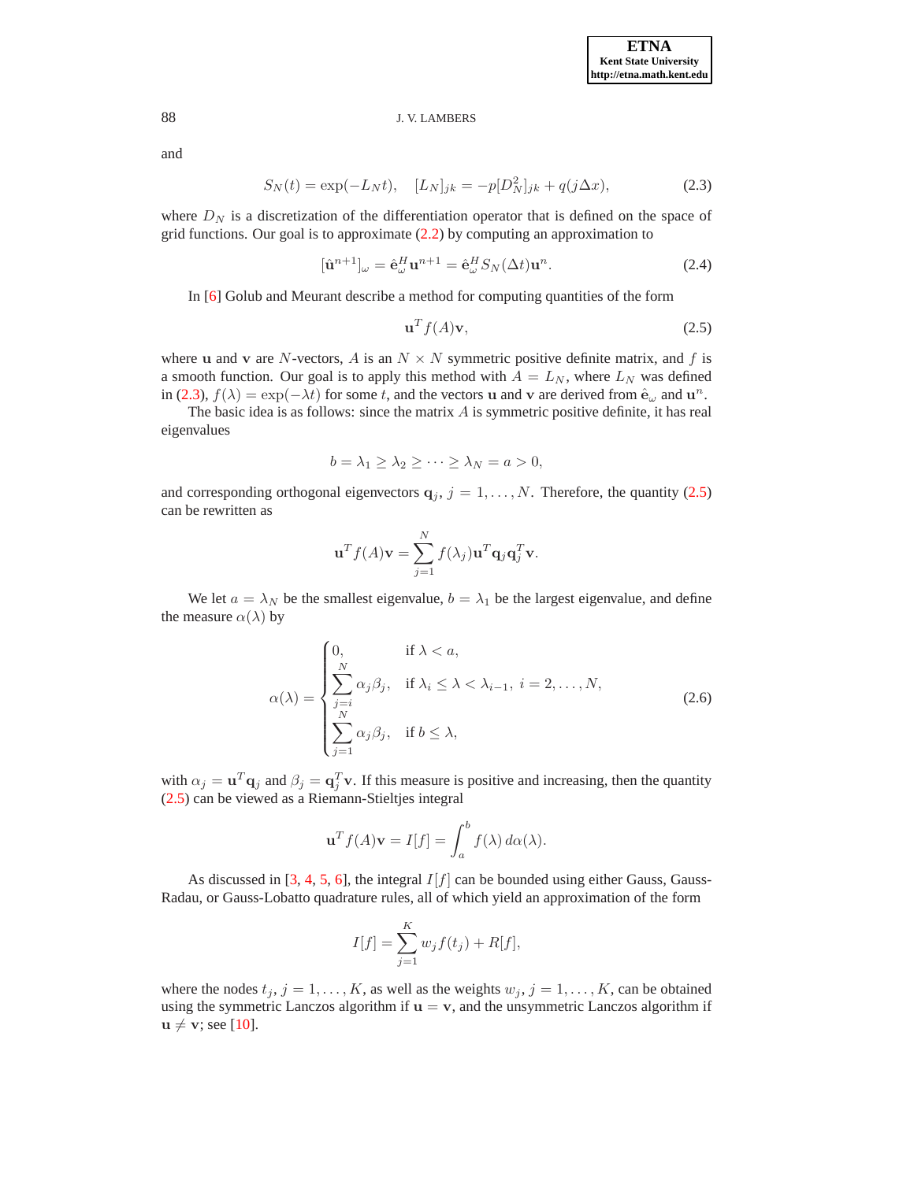and

$$S_N(t) = \exp(-L_N t), \quad [L_N]_{jk} = -p[D_N^2]_{jk} + q(j\Delta x), \tag{2.3}$$

where $D_N$ is a discretization of the differentiation operator that is defined on the space of grid functions. Our goal is to approximate (2.2) by computing an approximation to

$$[\hat{\mathbf{u}}^{n+1}]_\omega = \hat{\mathbf{e}}_\omega^H \mathbf{u}^{n+1} = \hat{\mathbf{e}}_\omega^H S_N(\Delta t)\mathbf{u}^n. \tag{2.4}$$

In [6] Golub and Meurant describe a method for computing quantities of the form

$$\mathbf{u}^T f(A)\mathbf{v}, \tag{2.5}$$

where $\mathbf{u}$ and $\mathbf{v}$ are $N$-vectors, $A$ is an $N \times N$ symmetric positive definite matrix, and $f$ is a smooth function. Our goal is to apply this method with $A = L_N$, where $L_N$ was defined in (2.3), $f(\lambda) = \exp(-\lambda t)$ for some $t$, and the vectors $\mathbf{u}$ and $\mathbf{v}$ are derived from $\hat{\mathbf{e}}_\omega$ and $\mathbf{u}^n$.

The basic idea is as follows: since the matrix $A$ is symmetric positive definite, it has real eigenvalues

$$b = \lambda_1 \geq \lambda_2 \geq \cdots \geq \lambda_N = a > 0,$$

and corresponding orthogonal eigenvectors $\mathbf{q}_j$, $j = 1, \ldots, N$. Therefore, the quantity (2.5) can be rewritten as

$$\mathbf{u}^T f(A)\mathbf{v} = \sum_{j=1}^{N} f(\lambda_j)\mathbf{u}^T \mathbf{q}_j \mathbf{q}_j^T \mathbf{v}.$$

We let $a = \lambda_N$ be the smallest eigenvalue, $b = \lambda_1$ be the largest eigenvalue, and define the measure $\alpha(\lambda)$ by

$$\alpha(\lambda) = \begin{cases} 0, & \text{if } \lambda < a, \\ \displaystyle\sum_{j=i}^{N} \alpha_j \beta_j, & \text{if } \lambda_i \leq \lambda < \lambda_{i-1},\ i = 2, \ldots, N, \\ \displaystyle\sum_{j=1}^{N} \alpha_j \beta_j, & \text{if } b \leq \lambda, \end{cases} \tag{2.6}$$

with $\alpha_j = \mathbf{u}^T \mathbf{q}_j$ and $\beta_j = \mathbf{q}_j^T \mathbf{v}$. If this measure is positive and increasing, then the quantity (2.5) can be viewed as a Riemann-Stieltjes integral

$$\mathbf{u}^T f(A)\mathbf{v} = I[f] = \int_a^b f(\lambda)\, d\alpha(\lambda).$$

As discussed in [3, 4, 5, 6], the integral $I[f]$ can be bounded using either Gauss, Gauss-Radau, or Gauss-Lobatto quadrature rules, all of which yield an approximation of the form

$$I[f] = \sum_{j=1}^{K} w_j f(t_j) + R[f],$$

where the nodes $t_j$, $j = 1, \ldots, K$, as well as the weights $w_j$, $j = 1, \ldots, K$, can be obtained using the symmetric Lanczos algorithm if $\mathbf{u} = \mathbf{v}$, and the unsymmetric Lanczos algorithm if $\mathbf{u} \neq \mathbf{v}$; see [10].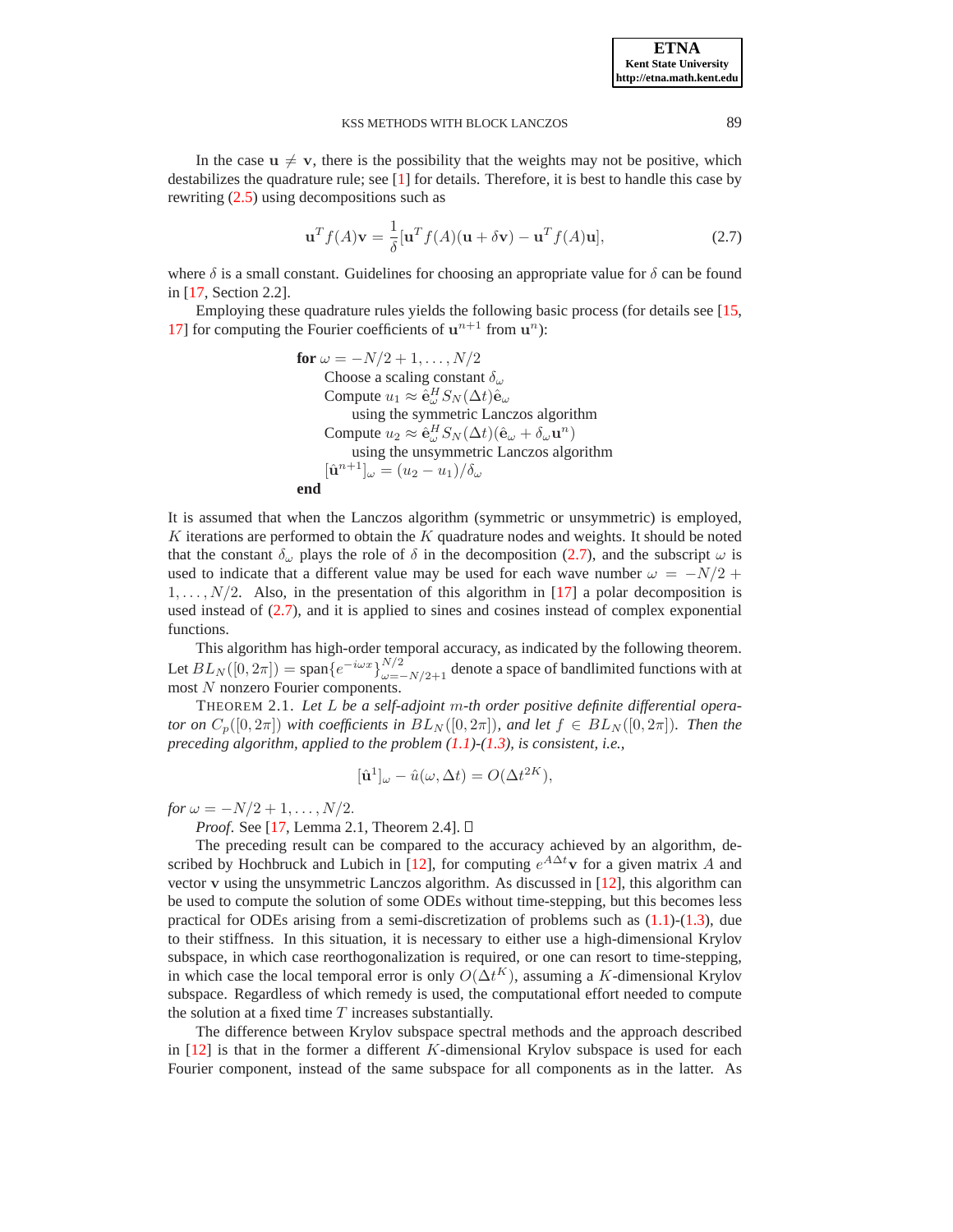In the case $\mathbf{u} \neq \mathbf{v}$, there is the possibility that the weights may not be positive, which destabilizes the quadrature rule; see [1] for details. Therefore, it is best to handle this case by rewriting (2.5) using decompositions such as

$$\mathbf{u}^T f(A)\mathbf{v} = \frac{1}{\delta}[\mathbf{u}^T f(A)(\mathbf{u} + \delta\mathbf{v}) - \mathbf{u}^T f(A)\mathbf{u}], \tag{2.7}$$

where $\delta$ is a small constant. Guidelines for choosing an appropriate value for $\delta$ can be found in [17, Section 2.2].

Employing these quadrature rules yields the following basic process (for details see [15, 17] for computing the Fourier coefficients of $\mathbf{u}^{n+1}$ from $\mathbf{u}^n$):

**for** $\omega = -N/2+1, \ldots, N/2$
  Choose a scaling constant $\delta_\omega$
  Compute $u_1 \approx \hat{\mathbf{e}}_\omega^H S_N(\Delta t)\hat{\mathbf{e}}_\omega$
    using the symmetric Lanczos algorithm
  Compute $u_2 \approx \hat{\mathbf{e}}_\omega^H S_N(\Delta t)(\hat{\mathbf{e}}_\omega + \delta_\omega \mathbf{u}^n)$
    using the unsymmetric Lanczos algorithm
  $[\hat{\mathbf{u}}^{n+1}]_\omega = (u_2 - u_1)/\delta_\omega$
**end**

It is assumed that when the Lanczos algorithm (symmetric or unsymmetric) is employed, $K$ iterations are performed to obtain the $K$ quadrature nodes and weights. It should be noted that the constant $\delta_\omega$ plays the role of $\delta$ in the decomposition (2.7), and the subscript $\omega$ is used to indicate that a different value may be used for each wave number $\omega = -N/2 + 1, \ldots, N/2$. Also, in the presentation of this algorithm in [17] a polar decomposition is used instead of (2.7), and it is applied to sines and cosines instead of complex exponential functions.

This algorithm has high-order temporal accuracy, as indicated by the following theorem. Let $BL_N([0, 2\pi]) = \text{span}\{e^{-i\omega x}\}_{\omega=-N/2+1}^{N/2}$ denote a space of bandlimited functions with at most $N$ nonzero Fourier components.

THEOREM 2.1. *Let $L$ be a self-adjoint $m$-th order positive definite differential operator on $C_p([0, 2\pi])$ with coefficients in $BL_N([0, 2\pi])$, and let $f \in BL_N([0, 2\pi])$. Then the preceding algorithm, applied to the problem (1.1)-(1.3), is consistent, i.e.,*

$$[\hat{\mathbf{u}}^1]_\omega - \hat{u}(\omega, \Delta t) = O(\Delta t^{2K}),$$

*for* $\omega = -N/2 + 1, \ldots, N/2$.

*Proof*. See [17, Lemma 2.1, Theorem 2.4]. □

The preceding result can be compared to the accuracy achieved by an algorithm, described by Hochbruck and Lubich in [12], for computing $e^{A\Delta t}\mathbf{v}$ for a given matrix $A$ and vector $\mathbf{v}$ using the unsymmetric Lanczos algorithm. As discussed in [12], this algorithm can be used to compute the solution of some ODEs without time-stepping, but this becomes less practical for ODEs arising from a semi-discretization of problems such as (1.1)-(1.3), due to their stiffness. In this situation, it is necessary to either use a high-dimensional Krylov subspace, in which case reorthogonalization is required, or one can resort to time-stepping, in which case the local temporal error is only $O(\Delta t^K)$, assuming a $K$-dimensional Krylov subspace. Regardless of which remedy is used, the computational effort needed to compute the solution at a fixed time $T$ increases substantially.

The difference between Krylov subspace spectral methods and the approach described in [12] is that in the former a different $K$-dimensional Krylov subspace is used for each Fourier component, instead of the same subspace for all components as in the latter. As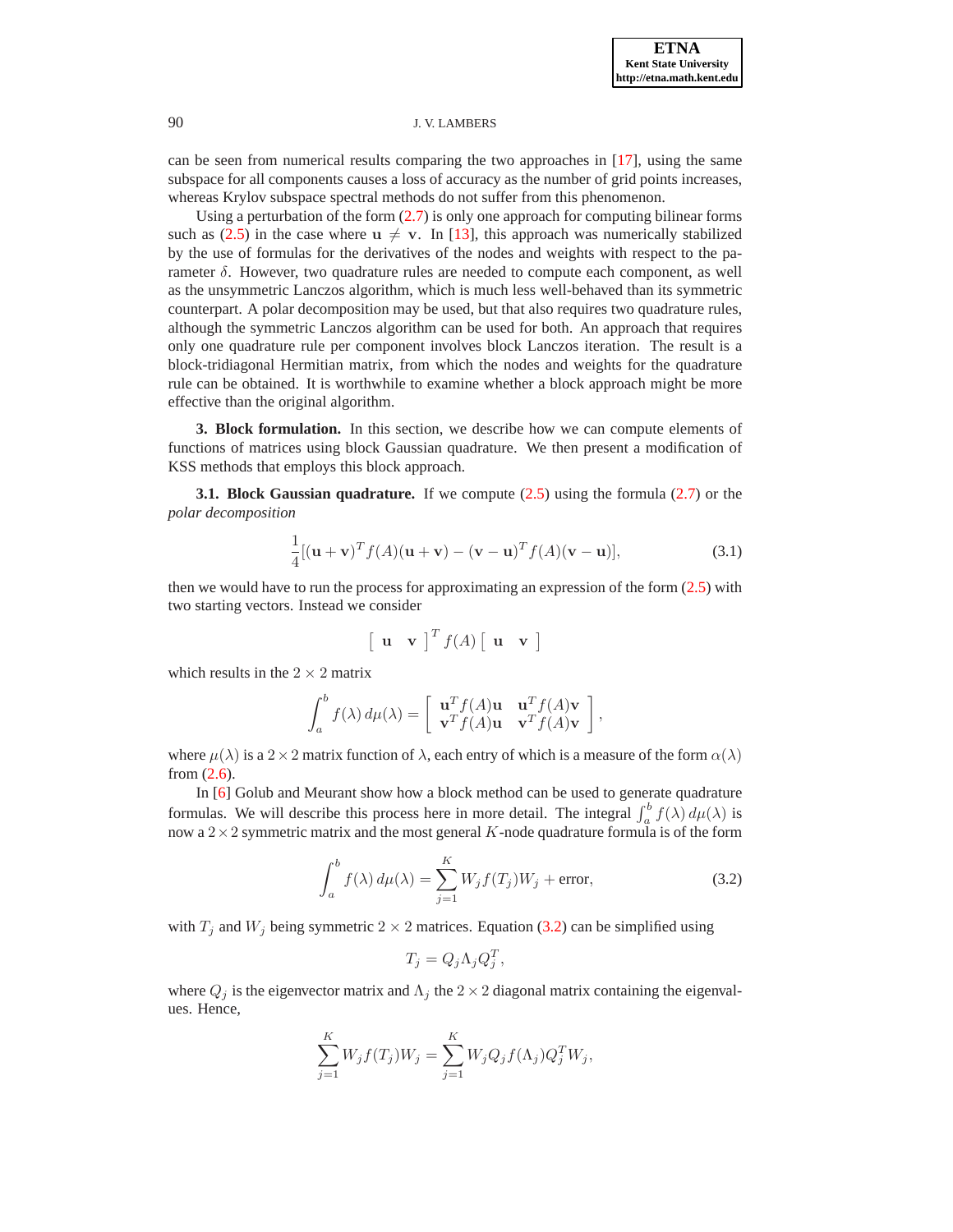can be seen from numerical results comparing the two approaches in [17], using the same subspace for all components causes a loss of accuracy as the number of grid points increases, whereas Krylov subspace spectral methods do not suffer from this phenomenon.

Using a perturbation of the form (2.7) is only one approach for computing bilinear forms such as (2.5) in the case where $\mathbf{u} \neq \mathbf{v}$. In [13], this approach was numerically stabilized by the use of formulas for the derivatives of the nodes and weights with respect to the parameter $\delta$. However, two quadrature rules are needed to compute each component, as well as the unsymmetric Lanczos algorithm, which is much less well-behaved than its symmetric counterpart. A polar decomposition may be used, but that also requires two quadrature rules, although the symmetric Lanczos algorithm can be used for both. An approach that requires only one quadrature rule per component involves block Lanczos iteration. The result is a block-tridiagonal Hermitian matrix, from which the nodes and weights for the quadrature rule can be obtained. It is worthwhile to examine whether a block approach might be more effective than the original algorithm.

## 3. Block formulation.

In this section, we describe how we can compute elements of functions of matrices using block Gaussian quadrature. We then present a modification of KSS methods that employs this block approach.

### 3.1. Block Gaussian quadrature.

If we compute (2.5) using the formula (2.7) or the *polar decomposition*

$$\frac{1}{4}[(\mathbf{u}+\mathbf{v})^T f(A)(\mathbf{u}+\mathbf{v}) - (\mathbf{v}-\mathbf{u})^T f(A)(\mathbf{v}-\mathbf{u})], \tag{3.1}$$

then we would have to run the process for approximating an expression of the form (2.5) with two starting vectors. Instead we consider

$$\begin{bmatrix} \mathbf{u} & \mathbf{v} \end{bmatrix}^T f(A) \begin{bmatrix} \mathbf{u} & \mathbf{v} \end{bmatrix}$$

which results in the $2 \times 2$ matrix

$$\int_a^b f(\lambda)\, d\mu(\lambda) = \begin{bmatrix} \mathbf{u}^T f(A)\mathbf{u} & \mathbf{u}^T f(A)\mathbf{v} \\ \mathbf{v}^T f(A)\mathbf{u} & \mathbf{v}^T f(A)\mathbf{v} \end{bmatrix},$$

where $\mu(\lambda)$ is a $2 \times 2$ matrix function of $\lambda$, each entry of which is a measure of the form $\alpha(\lambda)$ from (2.6).

In [6] Golub and Meurant show how a block method can be used to generate quadrature formulas. We will describe this process here in more detail. The integral $\int_a^b f(\lambda)\, d\mu(\lambda)$ is now a $2 \times 2$ symmetric matrix and the most general $K$-node quadrature formula is of the form

$$\int_a^b f(\lambda)\, d\mu(\lambda) = \sum_{j=1}^{K} W_j f(T_j) W_j + \text{error}, \tag{3.2}$$

with $T_j$ and $W_j$ being symmetric $2 \times 2$ matrices. Equation (3.2) can be simplified using

$$T_j = Q_j \Lambda_j Q_j^T,$$

where $Q_j$ is the eigenvector matrix and $\Lambda_j$ the $2 \times 2$ diagonal matrix containing the eigenvalues. Hence,

$$\sum_{j=1}^{K} W_j f(T_j) W_j = \sum_{j=1}^{K} W_j Q_j f(\Lambda_j) Q_j^T W_j,$$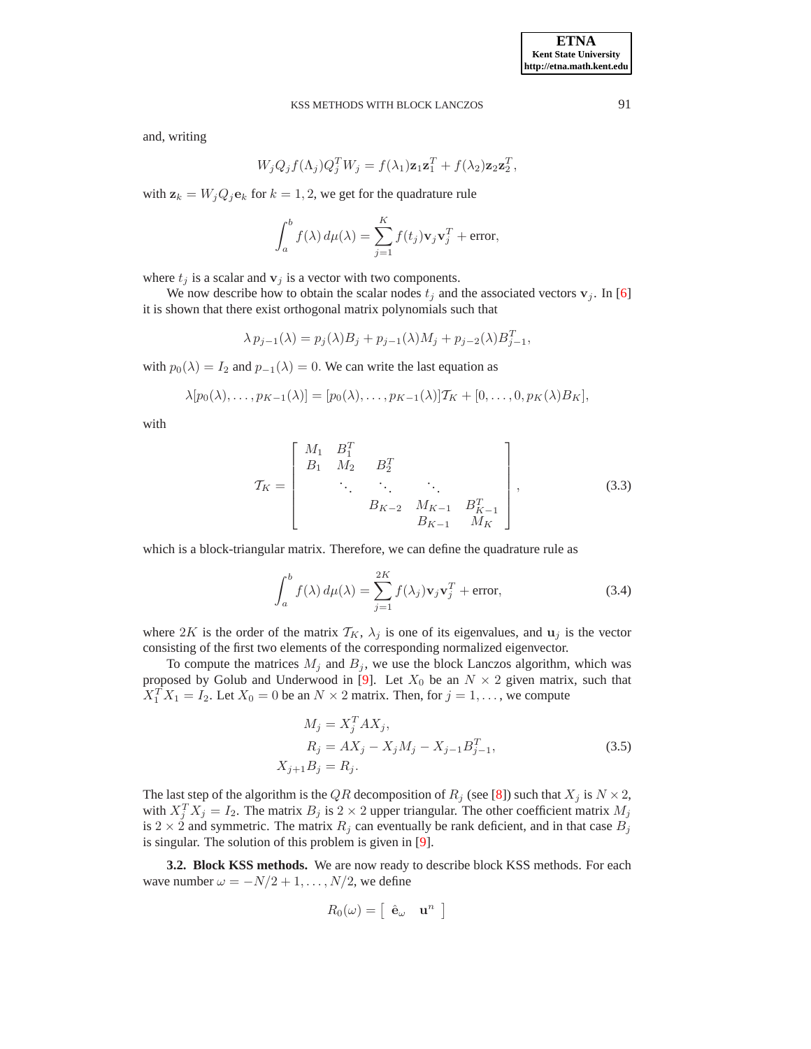and, writing

$$W_j Q_j f(\Lambda_j) Q_j^T W_j = f(\lambda_1)\mathbf{z}_1\mathbf{z}_1^T + f(\lambda_2)\mathbf{z}_2\mathbf{z}_2^T,$$

with $\mathbf{z}_k = W_j Q_j \mathbf{e}_k$ for $k = 1, 2$, we get for the quadrature rule

$$\int_a^b f(\lambda)\, d\mu(\lambda) = \sum_{j=1}^{K} f(t_j)\mathbf{v}_j\mathbf{v}_j^T + \text{error},$$

where $t_j$ is a scalar and $\mathbf{v}_j$ is a vector with two components.

We now describe how to obtain the scalar nodes $t_j$ and the associated vectors $\mathbf{v}_j$. In [6] it is shown that there exist orthogonal matrix polynomials such that

$$\lambda\, p_{j-1}(\lambda) = p_j(\lambda)B_j + p_{j-1}(\lambda)M_j + p_{j-2}(\lambda)B_{j-1}^T,$$

with $p_0(\lambda) = I_2$ and $p_{-1}(\lambda) = 0$. We can write the last equation as

$$\lambda[p_0(\lambda), \ldots, p_{K-1}(\lambda)] = [p_0(\lambda), \ldots, p_{K-1}(\lambda)]\mathcal{T}_K + [0, \ldots, 0, p_K(\lambda)B_K],$$

with

$$\mathcal{T}_K = \begin{bmatrix} M_1 & B_1^T & & & \\ B_1 & M_2 & B_2^T & & \\ & \ddots & \ddots & \ddots & \\ & & B_{K-2} & M_{K-1} & B_{K-1}^T \\ & & & B_{K-1} & M_K \end{bmatrix}, \tag{3.3}$$

which is a block-triangular matrix. Therefore, we can define the quadrature rule as

$$\int_a^b f(\lambda)\, d\mu(\lambda) = \sum_{j=1}^{2K} f(\lambda_j)\mathbf{v}_j\mathbf{v}_j^T + \text{error}, \tag{3.4}$$

where $2K$ is the order of the matrix $\mathcal{T}_K$, $\lambda_j$ is one of its eigenvalues, and $\mathbf{u}_j$ is the vector consisting of the first two elements of the corresponding normalized eigenvector.

To compute the matrices $M_j$ and $B_j$, we use the block Lanczos algorithm, which was proposed by Golub and Underwood in [9]. Let $X_0$ be an $N \times 2$ given matrix, such that $X_1^T X_1 = I_2$. Let $X_0 = 0$ be an $N \times 2$ matrix. Then, for $j = 1, \ldots,$ we compute

$$\begin{aligned} M_j &= X_j^T A X_j, \\ R_j &= AX_j - X_j M_j - X_{j-1}B_{j-1}^T, \\ X_{j+1}B_j &= R_j. \end{aligned} \tag{3.5}$$

The last step of the algorithm is the $QR$ decomposition of $R_j$ (see [8]) such that $X_j$ is $N \times 2$, with $X_j^T X_j = I_2$. The matrix $B_j$ is $2 \times 2$ upper triangular. The other coefficient matrix $M_j$ is $2 \times 2$ and symmetric. The matrix $R_j$ can eventually be rank deficient, and in that case $B_j$ is singular. The solution of this problem is given in [9].

**3.2. Block KSS methods.** We are now ready to describe block KSS methods. For each wave number $\omega = -N/2 + 1, \ldots, N/2$, we define

$$R_0(\omega) = \begin{bmatrix} \hat{\mathbf{e}}_\omega & \mathbf{u}^n \end{bmatrix}$$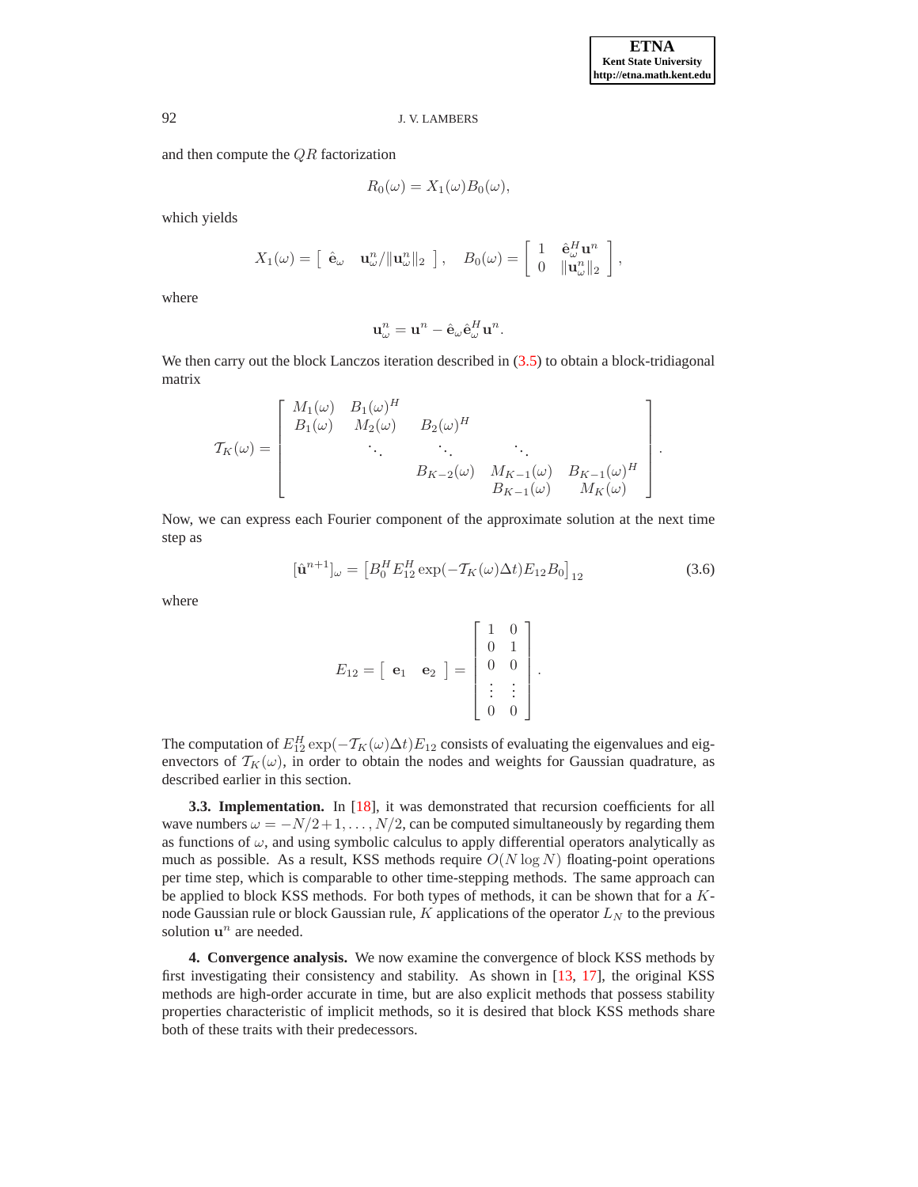and then compute the $QR$ factorization

$$R_0(\omega) = X_1(\omega)B_0(\omega),$$

which yields

$$X_1(\omega) = \begin{bmatrix} \hat{\mathbf{e}}_\omega & \mathbf{u}_\omega^n/\|\mathbf{u}_\omega^n\|_2 \end{bmatrix}, \quad B_0(\omega) = \begin{bmatrix} 1 & \hat{\mathbf{e}}_\omega^H \mathbf{u}^n \\ 0 & \|\mathbf{u}_\omega^n\|_2 \end{bmatrix},$$

where

$$\mathbf{u}_\omega^n = \mathbf{u}^n - \hat{\mathbf{e}}_\omega \hat{\mathbf{e}}_\omega^H \mathbf{u}^n.$$

We then carry out the block Lanczos iteration described in (3.5) to obtain a block-tridiagonal matrix

$$\mathcal{T}_K(\omega) = \begin{bmatrix} M_1(\omega) & B_1(\omega)^H & & & \\ B_1(\omega) & M_2(\omega) & B_2(\omega)^H & & \\ & \ddots & \ddots & \ddots & \\ & & B_{K-2}(\omega) & M_{K-1}(\omega) & B_{K-1}(\omega)^H \\ & & & B_{K-1}(\omega) & M_K(\omega) \end{bmatrix}.$$

Now, we can express each Fourier component of the approximate solution at the next time step as

$$[\hat{\mathbf{u}}^{n+1}]_\omega = \left[B_0^H E_{12}^H \exp(-\mathcal{T}_K(\omega)\Delta t)E_{12}B_0\right]_{12} \tag{3.6}$$

where

$$E_{12} = \begin{bmatrix} \mathbf{e}_1 & \mathbf{e}_2 \end{bmatrix} = \begin{bmatrix} 1 & 0 \\ 0 & 1 \\ 0 & 0 \\ \vdots & \vdots \\ 0 & 0 \end{bmatrix}.$$

The computation of $E_{12}^H \exp(-\mathcal{T}_K(\omega)\Delta t)E_{12}$ consists of evaluating the eigenvalues and eigenvectors of $\mathcal{T}_K(\omega)$, in order to obtain the nodes and weights for Gaussian quadrature, as described earlier in this section.

**3.3. Implementation.** In [18], it was demonstrated that recursion coefficients for all wave numbers $\omega = -N/2+1, \ldots, N/2$, can be computed simultaneously by regarding them as functions of $\omega$, and using symbolic calculus to apply differential operators analytically as much as possible. As a result, KSS methods require $O(N \log N)$ floating-point operations per time step, which is comparable to other time-stepping methods. The same approach can be applied to block KSS methods. For both types of methods, it can be shown that for a $K$-node Gaussian rule or block Gaussian rule, $K$ applications of the operator $L_N$ to the previous solution $\mathbf{u}^n$ are needed.

**4. Convergence analysis.** We now examine the convergence of block KSS methods by first investigating their consistency and stability. As shown in [13, 17], the original KSS methods are high-order accurate in time, but are also explicit methods that possess stability properties characteristic of implicit methods, so it is desired that block KSS methods share both of these traits with their predecessors.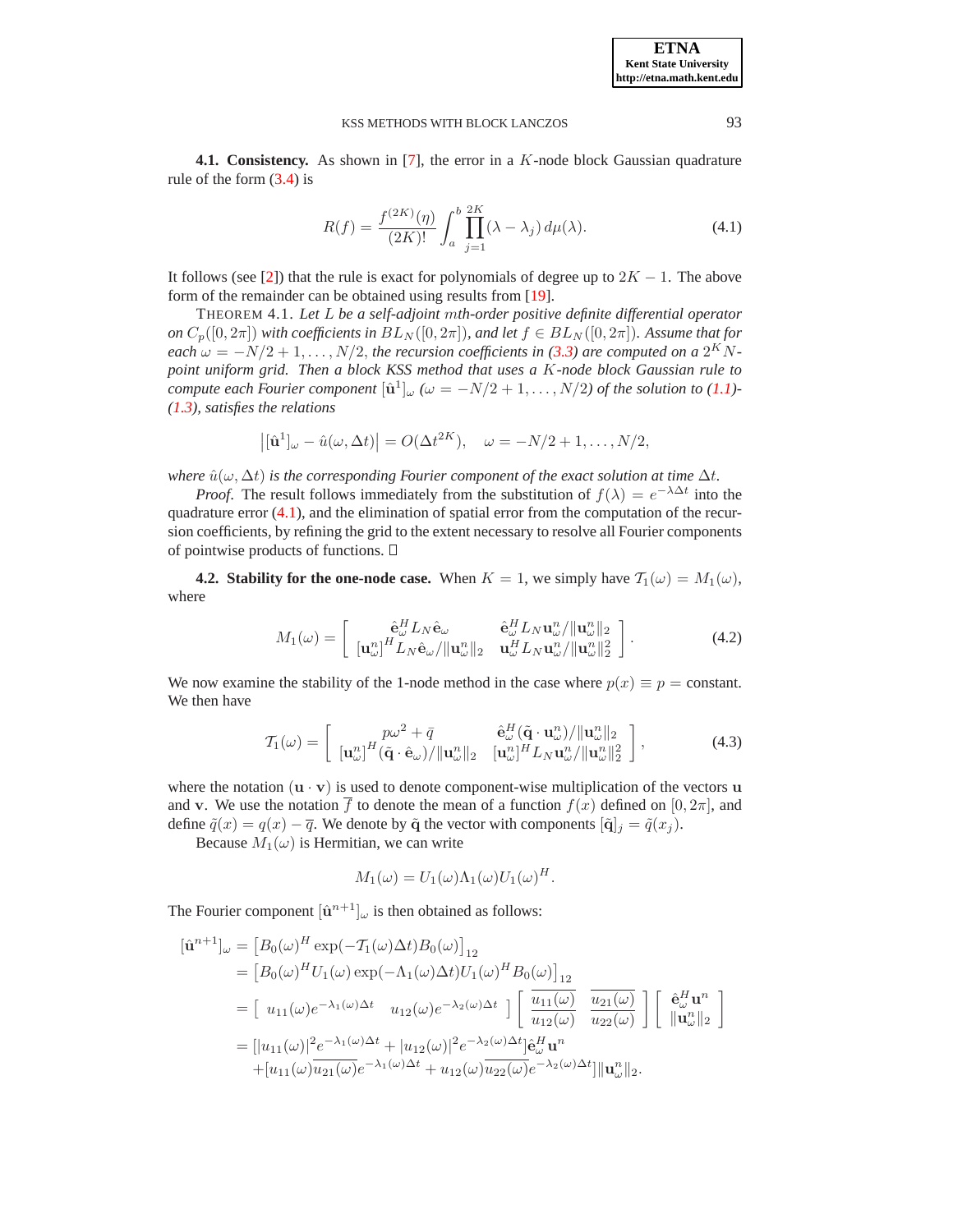**4.1. Consistency.** As shown in [7], the error in a $K$-node block Gaussian quadrature rule of the form (3.4) is

$$R(f) = \frac{f^{(2K)}(\eta)}{(2K)!} \int_a^b \prod_{j=1}^{2K} (\lambda - \lambda_j) \, d\mu(\lambda). \tag{4.1}$$

It follows (see [2]) that the rule is exact for polynomials of degree up to $2K - 1$. The above form of the remainder can be obtained using results from [19].

THEOREM 4.1. *Let $L$ be a self-adjoint $m$th-order positive definite differential operator on $C_p([0, 2\pi])$ with coefficients in $BL_N([0, 2\pi])$, and let $f \in BL_N([0, 2\pi])$. Assume that for each $\omega = -N/2 + 1, \ldots, N/2$, the recursion coefficients in (3.3) are computed on a $2^K N$-point uniform grid. Then a block KSS method that uses a $K$-node block Gaussian rule to compute each Fourier component $[\hat{\mathbf{u}}^1]_\omega$ ($\omega = -N/2 + 1, \ldots, N/2$) of the solution to (1.1)-(1.3), satisfies the relations*

$$\left|[\hat{\mathbf{u}}^1]_\omega - \hat{u}(\omega, \Delta t)\right| = O(\Delta t^{2K}), \quad \omega = -N/2 + 1, \ldots, N/2,$$

*where $\hat{u}(\omega, \Delta t)$ is the corresponding Fourier component of the exact solution at time $\Delta t$.*

*Proof.* The result follows immediately from the substitution of $f(\lambda) = e^{-\lambda \Delta t}$ into the quadrature error (4.1), and the elimination of spatial error from the computation of the recursion coefficients, by refining the grid to the extent necessary to resolve all Fourier components of pointwise products of functions. □

**4.2. Stability for the one-node case.** When $K = 1$, we simply have $\mathcal{T}_1(\omega) = M_1(\omega)$, where

$$M_1(\omega) = \begin{bmatrix} \hat{\mathbf{e}}_\omega^H L_N \hat{\mathbf{e}}_\omega & \hat{\mathbf{e}}_\omega^H L_N \mathbf{u}_\omega^n / \|\mathbf{u}_\omega^n\|_2 \\ [\mathbf{u}_\omega^n]^H L_N \hat{\mathbf{e}}_\omega / \|\mathbf{u}_\omega^n\|_2 & \mathbf{u}_\omega^H L_N \mathbf{u}_\omega^n / \|\mathbf{u}_\omega^n\|_2^2 \end{bmatrix}. \tag{4.2}$$

We now examine the stability of the 1-node method in the case where $p(x) \equiv p = $ constant. We then have

$$\mathcal{T}_1(\omega) = \begin{bmatrix} p\omega^2 + \bar{q} & \hat{\mathbf{e}}_\omega^H (\tilde{\mathbf{q}} \cdot \mathbf{u}_\omega^n) / \|\mathbf{u}_\omega^n\|_2 \\ [\mathbf{u}_\omega^n]^H (\tilde{\mathbf{q}} \cdot \hat{\mathbf{e}}_\omega) / \|\mathbf{u}_\omega^n\|_2 & [\mathbf{u}_\omega^n]^H L_N \mathbf{u}_\omega^n / \|\mathbf{u}_\omega^n\|_2^2 \end{bmatrix}, \tag{4.3}$$

where the notation $(\mathbf{u} \cdot \mathbf{v})$ is used to denote component-wise multiplication of the vectors $\mathbf{u}$ and $\mathbf{v}$. We use the notation $\overline{f}$ to denote the mean of a function $f(x)$ defined on $[0, 2\pi]$, and define $\tilde{q}(x) = q(x) - \overline{q}$. We denote by $\tilde{\mathbf{q}}$ the vector with components $[\tilde{\mathbf{q}}]_j = \tilde{q}(x_j)$.

Because $M_1(\omega)$ is Hermitian, we can write

$$M_1(\omega) = U_1(\omega) \Lambda_1(\omega) U_1(\omega)^H.$$

The Fourier component $[\hat{\mathbf{u}}^{n+1}]_\omega$ is then obtained as follows:

$$\begin{aligned}
[\hat{\mathbf{u}}^{n+1}]_\omega &= \left[B_0(\omega)^H \exp(-\mathcal{T}_1(\omega)\Delta t) B_0(\omega)\right]_{12} \\
&= \left[B_0(\omega)^H U_1(\omega) \exp(-\Lambda_1(\omega)\Delta t) U_1(\omega)^H B_0(\omega)\right]_{12} \\
&= \begin{bmatrix} u_{11}(\omega) e^{-\lambda_1(\omega)\Delta t} & u_{12}(\omega) e^{-\lambda_2(\omega)\Delta t} \end{bmatrix} \begin{bmatrix} \overline{u_{11}(\omega)} & \overline{u_{21}(\omega)} \\ \overline{u_{12}(\omega)} & \overline{u_{22}(\omega)} \end{bmatrix} \begin{bmatrix} \hat{\mathbf{e}}_\omega^H \mathbf{u}^n \\ \|\mathbf{u}_\omega^n\|_2 \end{bmatrix} \\
&= [|u_{11}(\omega)|^2 e^{-\lambda_1(\omega)\Delta t} + |u_{12}(\omega)|^2 e^{-\lambda_2(\omega)\Delta t}] \hat{\mathbf{e}}_\omega^H \mathbf{u}^n \\
&\quad + [u_{11}(\omega) \overline{u_{21}(\omega)} e^{-\lambda_1(\omega)\Delta t} + u_{12}(\omega) \overline{u_{22}(\omega)} e^{-\lambda_2(\omega)\Delta t}] \|\mathbf{u}_\omega^n\|_2.
\end{aligned}$$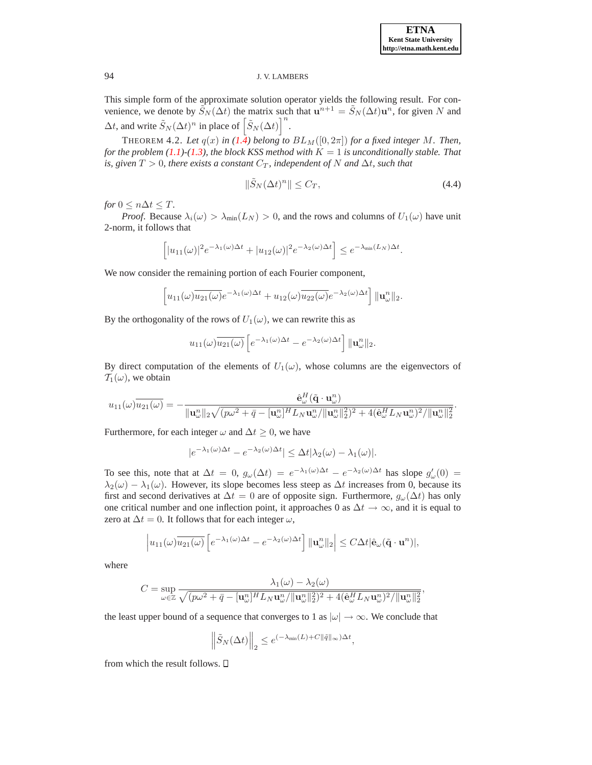This simple form of the approximate solution operator yields the following result. For convenience, we denote by $\tilde{S}_N(\Delta t)$ the matrix such that $\mathbf{u}^{n+1} = \tilde{S}_N(\Delta t)\mathbf{u}^n$, for given $N$ and $\Delta t$, and write $\tilde{S}_N(\Delta t)^n$ in place of $\left[\tilde{S}_N(\Delta t)\right]^n$.

THEOREM 4.2. *Let $q(x)$ in (1.4) belong to $BL_M([0, 2\pi])$ for a fixed integer $M$. Then, for the problem (1.1)-(1.3), the block KSS method with $K = 1$ is unconditionally stable. That is, given $T > 0$, there exists a constant $C_T$, independent of $N$ and $\Delta t$, such that*

$$\|\tilde{S}_N(\Delta t)^n\| \leq C_T, \tag{4.4}$$

*for $0 \leq n\Delta t \leq T$.*

*Proof.* Because $\lambda_i(\omega) > \lambda_{\min}(L_N) > 0$, and the rows and columns of $U_1(\omega)$ have unit 2-norm, it follows that

$$\left[|u_{11}(\omega)|^2 e^{-\lambda_1(\omega)\Delta t} + |u_{12}(\omega)|^2 e^{-\lambda_2(\omega)\Delta t}\right] \leq e^{-\lambda_{\min}(L_N)\Delta t}.$$

We now consider the remaining portion of each Fourier component,

$$\left[u_{11}(\omega)\overline{u_{21}(\omega)}e^{-\lambda_1(\omega)\Delta t} + u_{12}(\omega)\overline{u_{22}(\omega)}e^{-\lambda_2(\omega)\Delta t}\right]\|\mathbf{u}_\omega^n\|_2.$$

By the orthogonality of the rows of $U_1(\omega)$, we can rewrite this as

$$u_{11}(\omega)\overline{u_{21}(\omega)}\left[e^{-\lambda_1(\omega)\Delta t} - e^{-\lambda_2(\omega)\Delta t}\right]\|\mathbf{u}_\omega^n\|_2.$$

By direct computation of the elements of $U_1(\omega)$, whose columns are the eigenvectors of $\mathcal{T}_1(\omega)$, we obtain

$$u_{11}(\omega)\overline{u_{21}(\omega)} = -\frac{\hat{\mathbf{e}}_\omega^H(\tilde{\mathbf{q}} \cdot \mathbf{u}_\omega^n)}{\|\mathbf{u}_\omega^n\|_2\sqrt{(p\omega^2 + \bar{q} - [\mathbf{u}_\omega^n]^H L_N \mathbf{u}_\omega^n/\|\mathbf{u}_\omega^n\|_2^2)^2 + 4(\hat{\mathbf{e}}_\omega^H L_N \mathbf{u}_\omega^n)^2/\|\mathbf{u}_\omega^n\|_2^2}}.$$

Furthermore, for each integer $\omega$ and $\Delta t \geq 0$, we have

$$|e^{-\lambda_1(\omega)\Delta t} - e^{-\lambda_2(\omega)\Delta t}| \leq \Delta t|\lambda_2(\omega) - \lambda_1(\omega)|.$$

To see this, note that at $\Delta t = 0$, $g_\omega(\Delta t) = e^{-\lambda_1(\omega)\Delta t} - e^{-\lambda_2(\omega)\Delta t}$ has slope $g_\omega'(0) = \lambda_2(\omega) - \lambda_1(\omega)$. However, its slope becomes less steep as $\Delta t$ increases from 0, because its first and second derivatives at $\Delta t = 0$ are of opposite sign. Furthermore, $g_\omega(\Delta t)$ has only one critical number and one inflection point, it approaches 0 as $\Delta t \to \infty$, and it is equal to zero at $\Delta t = 0$. It follows that for each integer $\omega$,

$$\left|u_{11}(\omega)\overline{u_{21}(\omega)}\left[e^{-\lambda_1(\omega)\Delta t} - e^{-\lambda_2(\omega)\Delta t}\right]\|\mathbf{u}_\omega^n\|_2\right| \leq C\Delta t|\hat{\mathbf{e}}_\omega(\tilde{\mathbf{q}} \cdot \mathbf{u}^n)|,$$

where

$$C = \sup_{\omega \in \mathbb{Z}} \frac{\lambda_1(\omega) - \lambda_2(\omega)}{\sqrt{(p\omega^2 + \bar{q} - [\mathbf{u}_\omega^n]^H L_N \mathbf{u}_\omega^n/\|\mathbf{u}_\omega^n\|_2^2)^2 + 4(\hat{\mathbf{e}}_\omega^H L_N \mathbf{u}_\omega^n)^2/\|\mathbf{u}_\omega^n\|_2^2}},$$

the least upper bound of a sequence that converges to 1 as $|\omega| \to \infty$. We conclude that

$$\left\|\tilde{S}_N(\Delta t)\right\|_2 \leq e^{(-\lambda_{\min}(L) + C\|\tilde{q}\|_\infty)\Delta t},$$

from which the result follows. □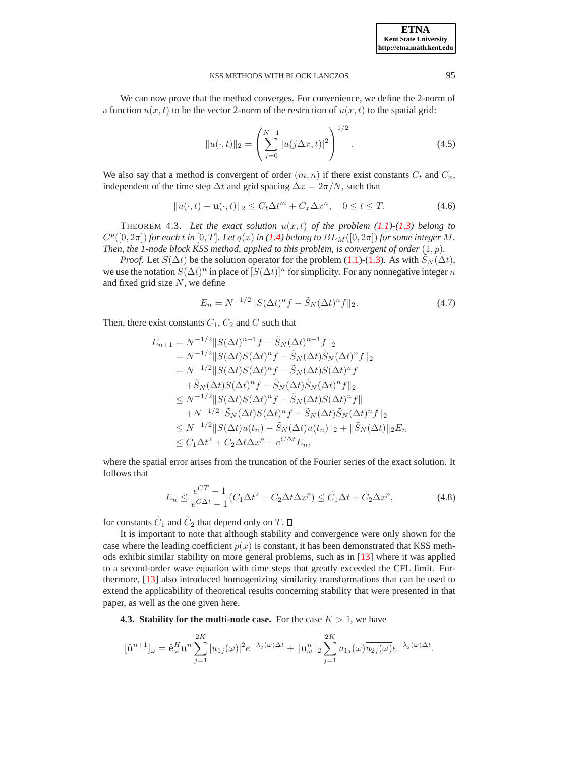We can now prove that the method converges. For convenience, we define the 2-norm of a function $u(x,t)$ to be the vector 2-norm of the restriction of $u(x,t)$ to the spatial grid:

$$\|u(\cdot,t)\|_2 = \left( \sum_{j=0}^{N-1} |u(j\Delta x, t)|^2 \right)^{1/2}. \tag{4.5}$$

We also say that a method is convergent of order $(m,n)$ if there exist constants $C_t$ and $C_x$, independent of the time step $\Delta t$ and grid spacing $\Delta x = 2\pi/N$, such that

$$\|u(\cdot,t) - \mathbf{u}(\cdot,t)\|_2 \le C_t \Delta t^m + C_x \Delta x^n, \quad 0 \le t \le T. \tag{4.6}$$

THEOREM 4.3. *Let the exact solution $u(x,t)$ of the problem (1.1)-(1.3) belong to $C^p([0,2\pi])$ for each $t$ in $[0,T]$. Let $q(x)$ in (1.4) belong to $BL_M([0,2\pi])$ for some integer $M$. Then, the 1-node block KSS method, applied to this problem, is convergent of order $(1,p)$.*

*Proof*. Let $S(\Delta t)$ be the solution operator for the problem (1.1)-(1.3). As with $\tilde{S}_N(\Delta t)$, we use the notation $S(\Delta t)^n$ in place of $[S(\Delta t)]^n$ for simplicity. For any nonnegative integer $n$ and fixed grid size $N$, we define

$$E_n = N^{-1/2} \|S(\Delta t)^n f - \tilde{S}_N(\Delta t)^n f\|_2. \tag{4.7}$$

Then, there exist constants $C_1$, $C_2$ and $C$ such that

$$\begin{aligned}
E_{n+1} &= N^{-1/2}\|S(\Delta t)^{n+1} f - \tilde{S}_N(\Delta t)^{n+1} f\|_2 \\
&= N^{-1/2}\|S(\Delta t) S(\Delta t)^n f - \tilde{S}_N(\Delta t)\tilde{S}_N(\Delta t)^n f\|_2 \\
&= N^{-1/2}\|S(\Delta t) S(\Delta t)^n f - \tilde{S}_N(\Delta t) S(\Delta t)^n f \\
&\quad + \tilde{S}_N(\Delta t) S(\Delta t)^n f - \tilde{S}_N(\Delta t)\tilde{S}_N(\Delta t)^n f\|_2 \\
&\le N^{-1/2}\|S(\Delta t) S(\Delta t)^n f - \tilde{S}_N(\Delta t) S(\Delta t)^n f\| \\
&\quad + N^{-1/2}\|\tilde{S}_N(\Delta t) S(\Delta t)^n f - \tilde{S}_N(\Delta t)\tilde{S}_N(\Delta t)^n f\|_2 \\
&\le N^{-1/2}\|S(\Delta t) u(t_n) - \tilde{S}_N(\Delta t) u(t_n)\|_2 + \|\tilde{S}_N(\Delta t)\|_2 E_n \\
&\le C_1 \Delta t^2 + C_2 \Delta t \Delta x^p + e^{C\Delta t} E_n,
\end{aligned}$$

where the spatial error arises from the truncation of the Fourier series of the exact solution. It follows that

$$E_n \le \frac{e^{CT} - 1}{e^{C\Delta t} - 1}(C_1 \Delta t^2 + C_2 \Delta t \Delta x^p) \le \tilde{C}_1 \Delta t + \tilde{C}_2 \Delta x^p, \tag{4.8}$$

for constants $\tilde{C}_1$ and $\tilde{C}_2$ that depend only on $T$. $\square$

It is important to note that although stability and convergence were only shown for the case where the leading coefficient $p(x)$ is constant, it has been demonstrated that KSS methods exhibit similar stability on more general problems, such as in [13] where it was applied to a second-order wave equation with time steps that greatly exceeded the CFL limit. Furthermore, [13] also introduced homogenizing similarity transformations that can be used to extend the applicability of theoretical results concerning stability that were presented in that paper, as well as the one given here.

**4.3. Stability for the multi-node case.** For the case $K > 1$, we have

$$[\hat{\mathbf{u}}^{n+1}]_\omega = \hat{\mathbf{e}}_\omega^H \mathbf{u}^n \sum_{j=1}^{2K} |u_{1j}(\omega)|^2 e^{-\lambda_j(\omega)\Delta t} + \|\mathbf{u}_\omega^n\|_2 \sum_{j=1}^{2K} u_{1j}(\omega)\overline{u_{2j}(\omega)} e^{-\lambda_j(\omega)\Delta t}.$$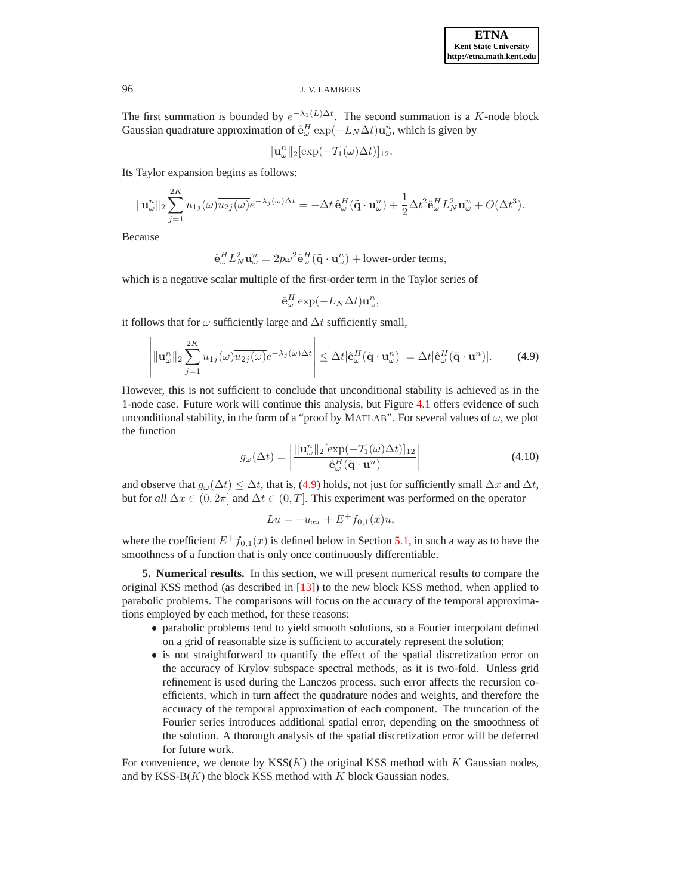The first summation is bounded by $e^{-\lambda_1(L)\Delta t}$. The second summation is a $K$-node block Gaussian quadrature approximation of $\hat{\mathbf{e}}_\omega^H \exp(-L_N \Delta t)\mathbf{u}_\omega^n$, which is given by

$$\|\mathbf{u}_\omega^n\|_2 [\exp(-\mathcal{T}_1(\omega)\Delta t)]_{12}.$$

Its Taylor expansion begins as follows:

$$\|\mathbf{u}_\omega^n\|_2 \sum_{j=1}^{2K} u_{1j}(\omega)\overline{u_{2j}(\omega)} e^{-\lambda_j(\omega)\Delta t} = -\Delta t\, \hat{\mathbf{e}}_\omega^H(\tilde{\mathbf{q}} \cdot \mathbf{u}_\omega^n) + \frac{1}{2}\Delta t^2 \hat{\mathbf{e}}_\omega^H L_N^2 \mathbf{u}_\omega^n + O(\Delta t^3).$$

Because

$$\hat{\mathbf{e}}_\omega^H L_N^2 \mathbf{u}_\omega^n = 2p\omega^2 \hat{\mathbf{e}}_\omega^H(\tilde{\mathbf{q}} \cdot \mathbf{u}_\omega^n) + \text{lower-order terms},$$

which is a negative scalar multiple of the first-order term in the Taylor series of

$$\hat{\mathbf{e}}_\omega^H \exp(-L_N \Delta t)\mathbf{u}_\omega^n,$$

it follows that for $\omega$ sufficiently large and $\Delta t$ sufficiently small,

$$\left| \|\mathbf{u}_\omega^n\|_2 \sum_{j=1}^{2K} u_{1j}(\omega)\overline{u_{2j}(\omega)} e^{-\lambda_j(\omega)\Delta t} \right| \leq \Delta t |\hat{\mathbf{e}}_\omega^H(\tilde{\mathbf{q}} \cdot \mathbf{u}_\omega^n)| = \Delta t |\hat{\mathbf{e}}_\omega^H(\tilde{\mathbf{q}} \cdot \mathbf{u}^n)|. \tag{4.9}$$

However, this is not sufficient to conclude that unconditional stability is achieved as in the 1-node case. Future work will continue this analysis, but Figure 4.1 offers evidence of such unconditional stability, in the form of a "proof by MATLAB". For several values of $\omega$, we plot the function

$$g_\omega(\Delta t) = \left| \frac{\|\mathbf{u}_\omega^n\|_2 [\exp(-\mathcal{T}_1(\omega)\Delta t)]_{12}}{\hat{\mathbf{e}}_\omega^H(\tilde{\mathbf{q}} \cdot \mathbf{u}^n)} \right| \tag{4.10}$$

and observe that $g_\omega(\Delta t) \leq \Delta t$, that is, (4.9) holds, not just for sufficiently small $\Delta x$ and $\Delta t$, but for *all* $\Delta x \in (0, 2\pi]$ and $\Delta t \in (0, T]$. This experiment was performed on the operator

$$Lu = -u_{xx} + E^+ f_{0,1}(x)u,$$

where the coefficient $E^+ f_{0,1}(x)$ is defined below in Section 5.1, in such a way as to have the smoothness of a function that is only once continuously differentiable.

**5. Numerical results.** In this section, we will present numerical results to compare the original KSS method (as described in [13]) to the new block KSS method, when applied to parabolic problems. The comparisons will focus on the accuracy of the temporal approximations employed by each method, for these reasons:

- parabolic problems tend to yield smooth solutions, so a Fourier interpolant defined on a grid of reasonable size is sufficient to accurately represent the solution;
- is not straightforward to quantify the effect of the spatial discretization error on the accuracy of Krylov subspace spectral methods, as it is two-fold. Unless grid refinement is used during the Lanczos process, such error affects the recursion coefficients, which in turn affect the quadrature nodes and weights, and therefore the accuracy of the temporal approximation of each component. The truncation of the Fourier series introduces additional spatial error, depending on the smoothness of the solution. A thorough analysis of the spatial discretization error will be deferred for future work.

For convenience, we denote by KSS($K$) the original KSS method with $K$ Gaussian nodes, and by KSS-B($K$) the block KSS method with $K$ block Gaussian nodes.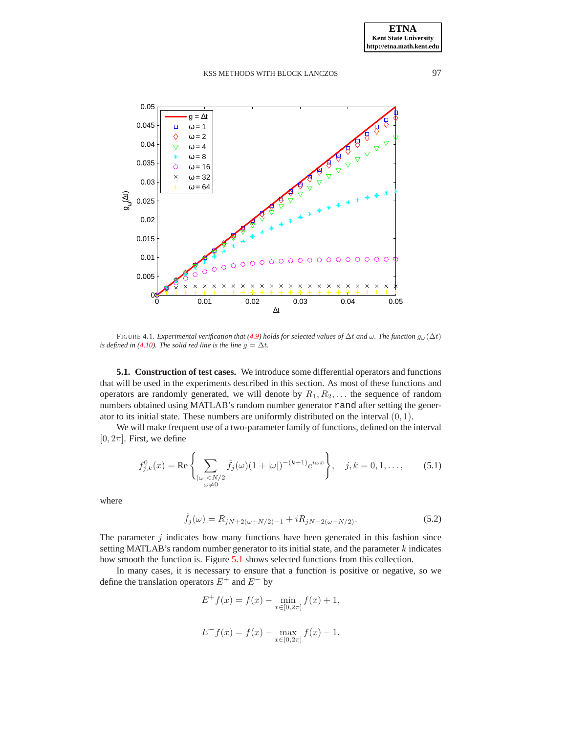FIGURE 4.1. *Experimental verification that (4.9) holds for selected values of $\Delta t$ and $\omega$. The function $g_\omega(\Delta t)$ is defined in (4.10). The solid red line is the line $g = \Delta t$.*

**5.1. Construction of test cases.** We introduce some differential operators and functions that will be used in the experiments described in this section. As most of these functions and operators are randomly generated, we will denote by $R_1, R_2, \dots$ the sequence of random numbers obtained using MATLAB's random number generator `rand` after setting the generator to its initial state. These numbers are uniformly distributed on the interval $(0, 1)$.

We will make frequent use of a two-parameter family of functions, defined on the interval $[0, 2\pi]$. First, we define

$$f^0_{j,k}(x) = \text{Re}\left\{ \sum_{\substack{|\omega|<N/2 \\ \omega\neq 0}} \hat{f}_j(\omega)(1+|\omega|)^{-(k+1)} e^{i\omega x} \right\}, \quad j, k = 0, 1, \dots, \tag{5.1}$$

where

$$\hat{f}_j(\omega) = R_{jN+2(\omega+N/2)-1} + iR_{jN+2(\omega+N/2)}. \tag{5.2}$$

The parameter $j$ indicates how many functions have been generated in this fashion since setting MATLAB's random number generator to its initial state, and the parameter $k$ indicates how smooth the function is. Figure 5.1 shows selected functions from this collection.

In many cases, it is necessary to ensure that a function is positive or negative, so we define the translation operators $E^+$ and $E^-$ by

$$E^+ f(x) = f(x) - \min_{x\in[0,2\pi]} f(x) + 1,$$

$$E^- f(x) = f(x) - \max_{x\in[0,2\pi]} f(x) - 1.$$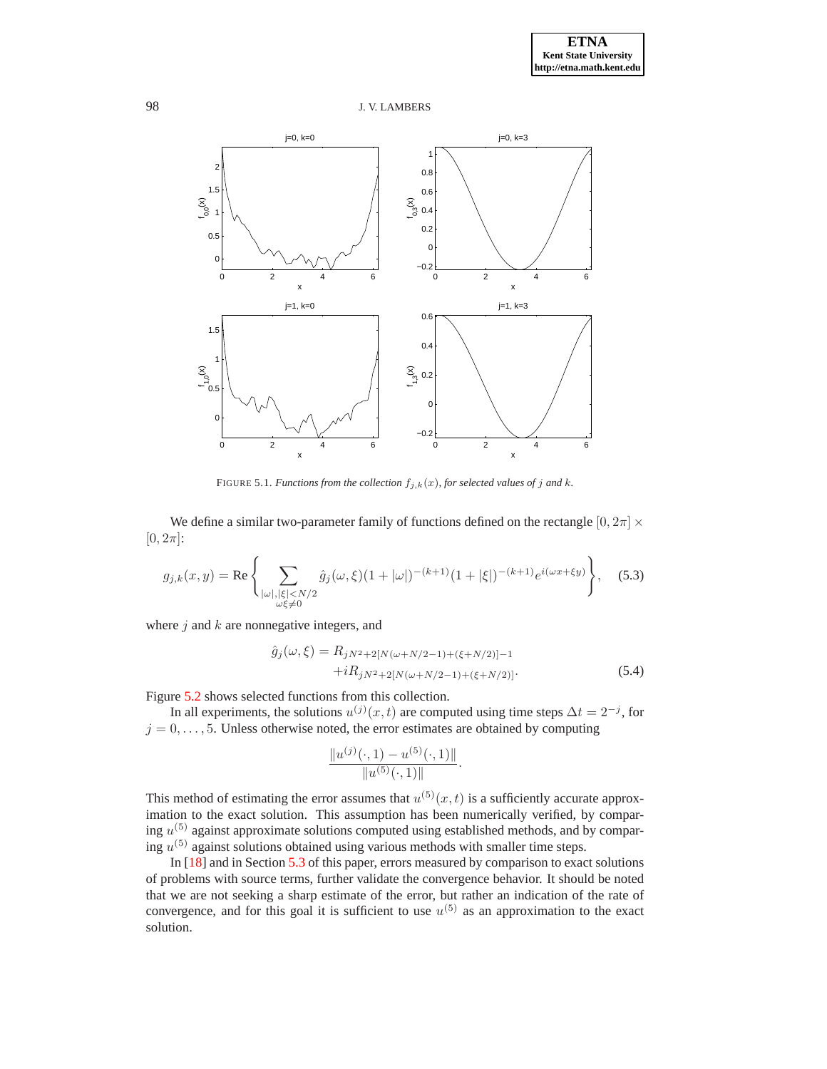FIGURE 5.1. *Functions from the collection $f_{j,k}(x)$, for selected values of $j$ and $k$.*

We define a similar two-parameter family of functions defined on the rectangle $[0, 2\pi] \times [0, 2\pi]$:

$$g_{j,k}(x, y) = \text{Re}\left\{ \sum_{\substack{|\omega|,|\xi|<N/2 \\ \omega\xi\neq 0}} \hat{g}_j(\omega, \xi)(1 + |\omega|)^{-(k+1)}(1 + |\xi|)^{-(k+1)}e^{i(\omega x+\xi y)} \right\}, \quad (5.3)$$

where $j$ and $k$ are nonnegative integers, and

$$\begin{aligned}\hat{g}_j(\omega, \xi) = & R_{jN^2+2[N(\omega+N/2-1)+(\xi+N/2)]-1} \\ & + iR_{jN^2+2[N(\omega+N/2-1)+(\xi+N/2)]}.\end{aligned} \quad (5.4)$$

Figure 5.2 shows selected functions from this collection.

In all experiments, the solutions $u^{(j)}(x, t)$ are computed using time steps $\Delta t = 2^{-j}$, for $j = 0, \ldots, 5$. Unless otherwise noted, the error estimates are obtained by computing

$$\frac{\|u^{(j)}(\cdot, 1) - u^{(5)}(\cdot, 1)\|}{\|u^{(5)}(\cdot, 1)\|}.$$

This method of estimating the error assumes that $u^{(5)}(x, t)$ is a sufficiently accurate approximation to the exact solution. This assumption has been numerically verified, by comparing $u^{(5)}$ against approximate solutions computed using established methods, and by comparing $u^{(5)}$ against solutions obtained using various methods with smaller time steps.

In [18] and in Section 5.3 of this paper, errors measured by comparison to exact solutions of problems with source terms, further validate the convergence behavior. It should be noted that we are not seeking a sharp estimate of the error, but rather an indication of the rate of convergence, and for this goal it is sufficient to use $u^{(5)}$ as an approximation to the exact solution.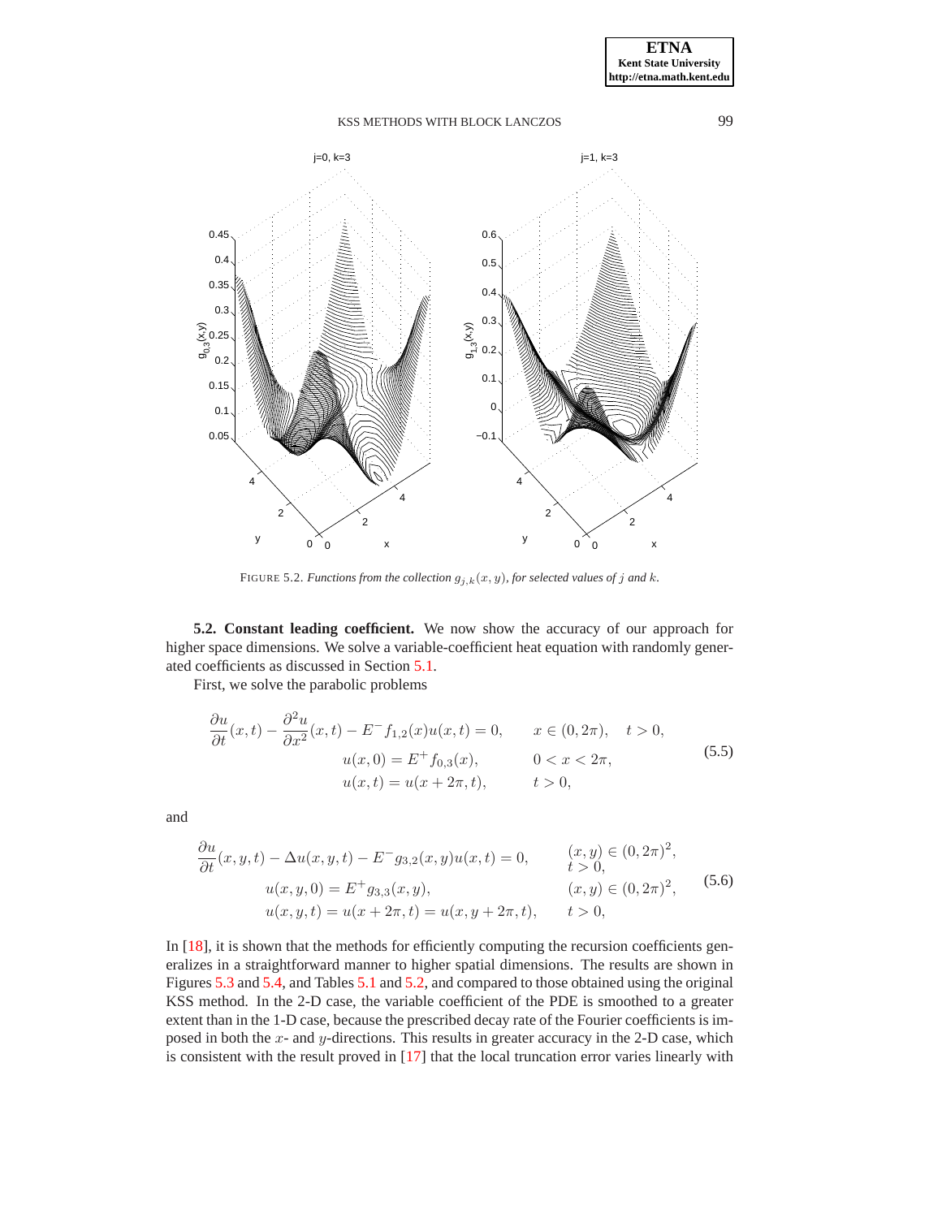FIGURE 5.2. *Functions from the collection $g_{j,k}(x,y)$, for selected values of $j$ and $k$.*

**5.2. Constant leading coefficient.** We now show the accuracy of our approach for higher space dimensions. We solve a variable-coefficient heat equation with randomly generated coefficients as discussed in Section 5.1.

First, we solve the parabolic problems

$$
\begin{aligned}
\frac{\partial u}{\partial t}(x,t) - \frac{\partial^2 u}{\partial x^2}(x,t) - E^- f_{1,2}(x) u(x,t) &= 0, \qquad x \in (0, 2\pi), \quad t > 0, \\
u(x,0) &= E^+ f_{0,3}(x), \qquad 0 < x < 2\pi, \\
u(x,t) &= u(x+2\pi, t), \qquad t > 0,
\end{aligned}
\tag{5.5}
$$

and

$$
\begin{aligned}
\frac{\partial u}{\partial t}(x,y,t) - \Delta u(x,y,t) - E^- g_{3,2}(x,y) u(x,t) &= 0, \qquad (x,y) \in (0,2\pi)^2, \; t > 0, \\
u(x,y,0) &= E^+ g_{3,3}(x,y), \qquad (x,y) \in (0,2\pi)^2, \\
u(x,y,t) = u(x+2\pi,t) &= u(x, y+2\pi, t), \qquad t > 0,
\end{aligned}
\tag{5.6}
$$

In [18], it is shown that the methods for efficiently computing the recursion coefficients generalizes in a straightforward manner to higher spatial dimensions. The results are shown in Figures 5.3 and 5.4, and Tables 5.1 and 5.2, and compared to those obtained using the original KSS method. In the 2-D case, the variable coefficient of the PDE is smoothed to a greater extent than in the 1-D case, because the prescribed decay rate of the Fourier coefficients is imposed in both the $x$- and $y$-directions. This results in greater accuracy in the 2-D case, which is consistent with the result proved in [17] that the local truncation error varies linearly with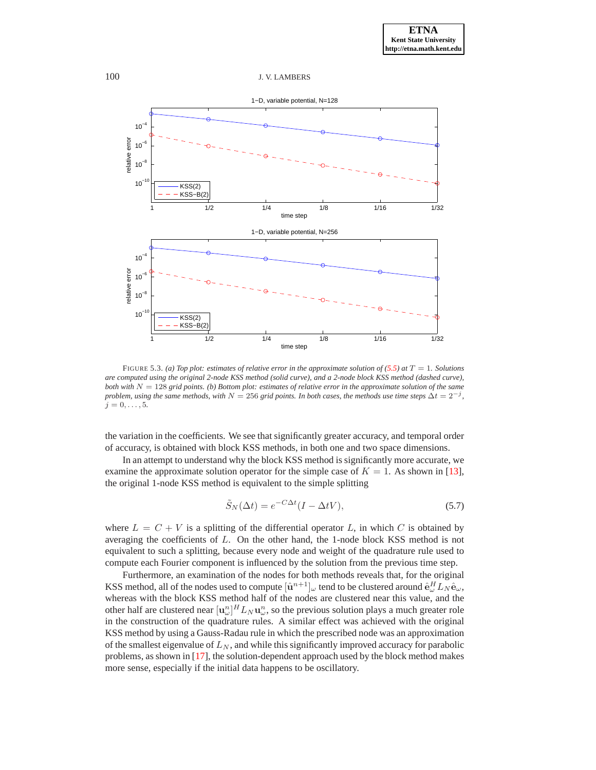FIGURE 5.3. *(a) Top plot: estimates of relative error in the approximate solution of (5.5) at $T = 1$. Solutions are computed using the original 2-node KSS method (solid curve), and a 2-node block KSS method (dashed curve), both with $N = 128$ grid points. (b) Bottom plot: estimates of relative error in the approximate solution of the same problem, using the same methods, with $N = 256$ grid points. In both cases, the methods use time steps $\Delta t = 2^{-j}$, $j = 0, \ldots, 5$.*

the variation in the coefficients. We see that significantly greater accuracy, and temporal order of accuracy, is obtained with block KSS methods, in both one and two space dimensions.

In an attempt to understand why the block KSS method is significantly more accurate, we examine the approximate solution operator for the simple case of $K = 1$. As shown in [13], the original 1-node KSS method is equivalent to the simple splitting

$$\tilde{S}_N(\Delta t) = e^{-C\Delta t}(I - \Delta t V), \tag{5.7}$$

where $L = C + V$ is a splitting of the differential operator $L$, in which $C$ is obtained by averaging the coefficients of $L$. On the other hand, the 1-node block KSS method is not equivalent to such a splitting, because every node and weight of the quadrature rule used to compute each Fourier component is influenced by the solution from the previous time step.

Furthermore, an examination of the nodes for both methods reveals that, for the original KSS method, all of the nodes used to compute $[\hat{\mathbf{u}}^{n+1}]_\omega$ tend to be clustered around $\hat{\mathbf{e}}_\omega^H L_N \hat{\mathbf{e}}_\omega$, whereas with the block KSS method half of the nodes are clustered near this value, and the other half are clustered near $[\mathbf{u}_\omega^n]^H L_N \mathbf{u}_\omega^n$, so the previous solution plays a much greater role in the construction of the quadrature rules. A similar effect was achieved with the original KSS method by using a Gauss-Radau rule in which the prescribed node was an approximation of the smallest eigenvalue of $L_N$, and while this significantly improved accuracy for parabolic problems, as shown in [17], the solution-dependent approach used by the block method makes more sense, especially if the initial data happens to be oscillatory.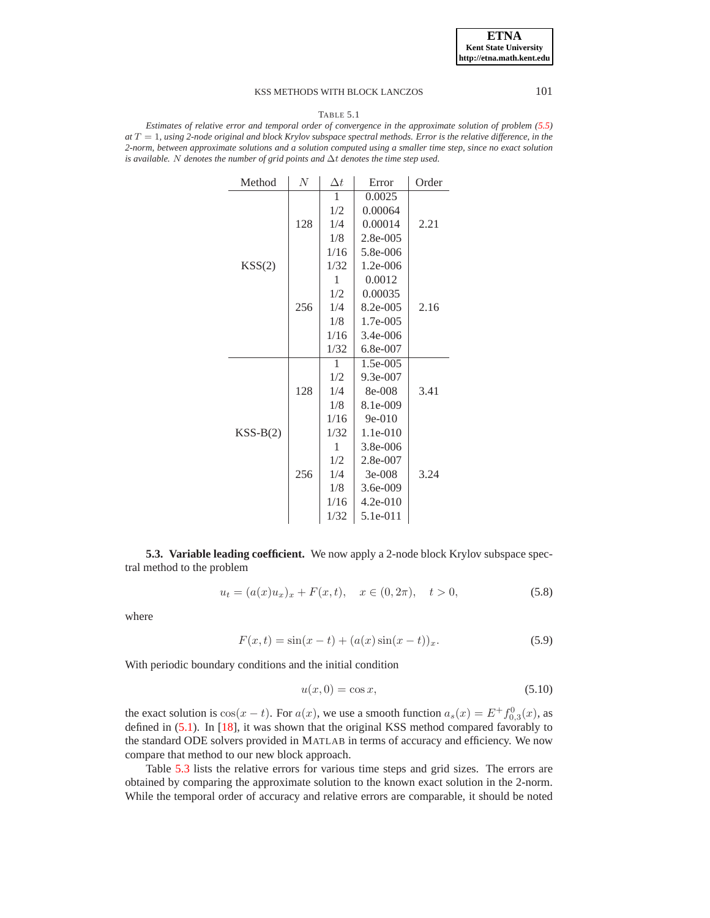TABLE 5.1

*Estimates of relative error and temporal order of convergence in the approximate solution of problem (5.5) at $T = 1$, using 2-node original and block Krylov subspace spectral methods. Error is the relative difference, in the 2-norm, between approximate solutions and a solution computed using a smaller time step, since no exact solution is available. $N$ denotes the number of grid points and $\Delta t$ denotes the time step used.*

| Method | $N$ | $\Delta t$ | Error | Order |
|---|---|---|---|---|
| KSS(2) | 128 | 1 | 0.0025 | 2.21 |
| | | 1/2 | 0.00064 | |
| | | 1/4 | 0.00014 | |
| | | 1/8 | 2.8e-005 | |
| | | 1/16 | 5.8e-006 | |
| | | 1/32 | 1.2e-006 | |
| | 256 | 1 | 0.0012 | 2.16 |
| | | 1/2 | 0.00035 | |
| | | 1/4 | 8.2e-005 | |
| | | 1/8 | 1.7e-005 | |
| | | 1/16 | 3.4e-006 | |
| | | 1/32 | 6.8e-007 | |
| KSS-B(2) | 128 | 1 | 1.5e-005 | 3.41 |
| | | 1/2 | 9.3e-007 | |
| | | 1/4 | 8e-008 | |
| | | 1/8 | 8.1e-009 | |
| | | 1/16 | 9e-010 | |
| | | 1/32 | 1.1e-010 | |
| | 256 | 1 | 3.8e-006 | 3.24 |
| | | 1/2 | 2.8e-007 | |
| | | 1/4 | 3e-008 | |
| | | 1/8 | 3.6e-009 | |
| | | 1/16 | 4.2e-010 | |
| | | 1/32 | 5.1e-011 | |

**5.3. Variable leading coefficient.** We now apply a 2-node block Krylov subspace spectral method to the problem

$$u_t = (a(x)u_x)_x + F(x,t), \quad x \in (0, 2\pi), \quad t > 0, \tag{5.8}$$

where

$$F(x,t) = \sin(x-t) + (a(x)\sin(x-t))_x. \tag{5.9}$$

With periodic boundary conditions and the initial condition

$$u(x,0) = \cos x, \tag{5.10}$$

the exact solution is $\cos(x-t)$. For $a(x)$, we use a smooth function $a_s(x) = E^+ f^0_{0,3}(x)$, as defined in (5.1). In [18], it was shown that the original KSS method compared favorably to the standard ODE solvers provided in MATLAB in terms of accuracy and efficiency. We now compare that method to our new block approach.

Table 5.3 lists the relative errors for various time steps and grid sizes. The errors are obtained by comparing the approximate solution to the known exact solution in the 2-norm. While the temporal order of accuracy and relative errors are comparable, it should be noted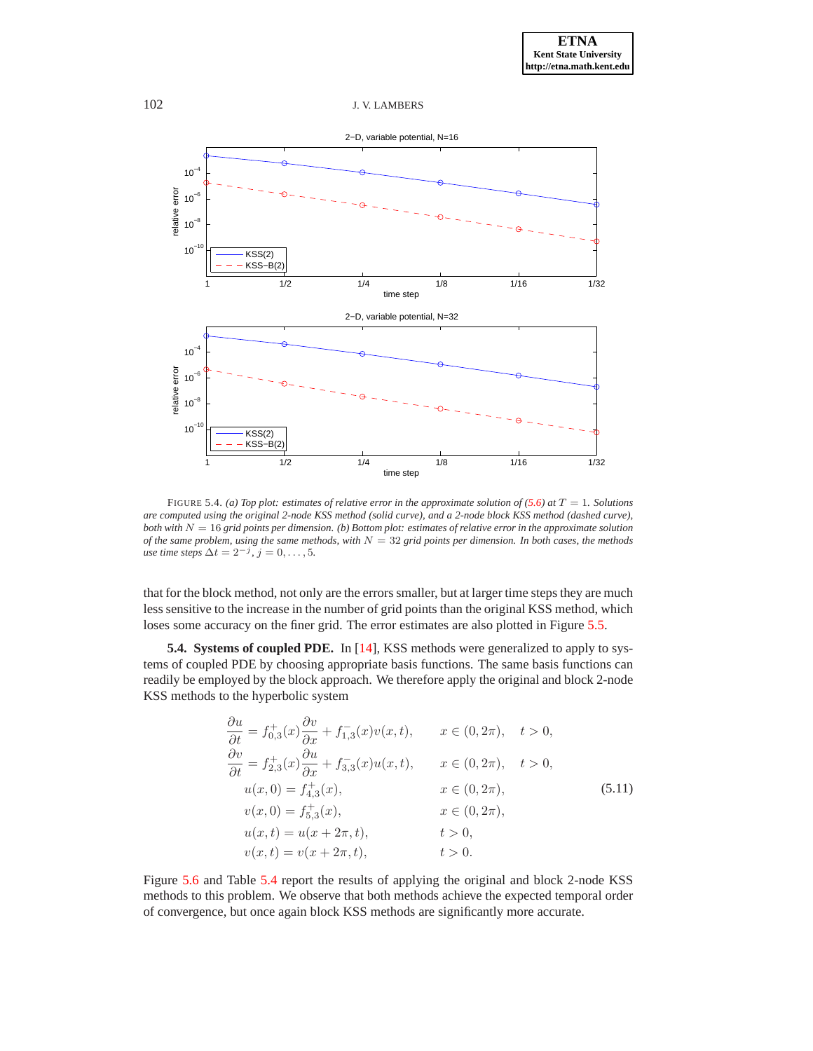FIGURE 5.4. *(a) Top plot: estimates of relative error in the approximate solution of (5.6) at $T = 1$. Solutions are computed using the original 2-node KSS method (solid curve), and a 2-node block KSS method (dashed curve), both with $N = 16$ grid points per dimension. (b) Bottom plot: estimates of relative error in the approximate solution of the same problem, using the same methods, with $N = 32$ grid points per dimension. In both cases, the methods use time steps $\Delta t = 2^{-j}$, $j = 0, \ldots, 5$.*

that for the block method, not only are the errors smaller, but at larger time steps they are much less sensitive to the increase in the number of grid points than the original KSS method, which loses some accuracy on the finer grid. The error estimates are also plotted in Figure 5.5.

**5.4. Systems of coupled PDE.** In [14], KSS methods were generalized to apply to systems of coupled PDE by choosing appropriate basis functions. The same basis functions can readily be employed by the block approach. We therefore apply the original and block 2-node KSS methods to the hyperbolic system

$$
\begin{aligned}
\frac{\partial u}{\partial t} &= f_{0,3}^{+}(x)\frac{\partial v}{\partial x} + f_{1,3}^{-}(x)v(x,t), && x \in (0, 2\pi), \quad t > 0, \\
\frac{\partial v}{\partial t} &= f_{2,3}^{+}(x)\frac{\partial u}{\partial x} + f_{3,3}^{-}(x)u(x,t), && x \in (0, 2\pi), \quad t > 0, \\
u(x,0) &= f_{4,3}^{+}(x), && x \in (0, 2\pi), \\
v(x,0) &= f_{5,3}^{+}(x), && x \in (0, 2\pi), \\
u(x,t) &= u(x + 2\pi, t), && t > 0, \\
v(x,t) &= v(x + 2\pi, t), && t > 0.
\end{aligned}
\tag{5.11}
$$

Figure 5.6 and Table 5.4 report the results of applying the original and block 2-node KSS methods to this problem. We observe that both methods achieve the expected temporal order of convergence, but once again block KSS methods are significantly more accurate.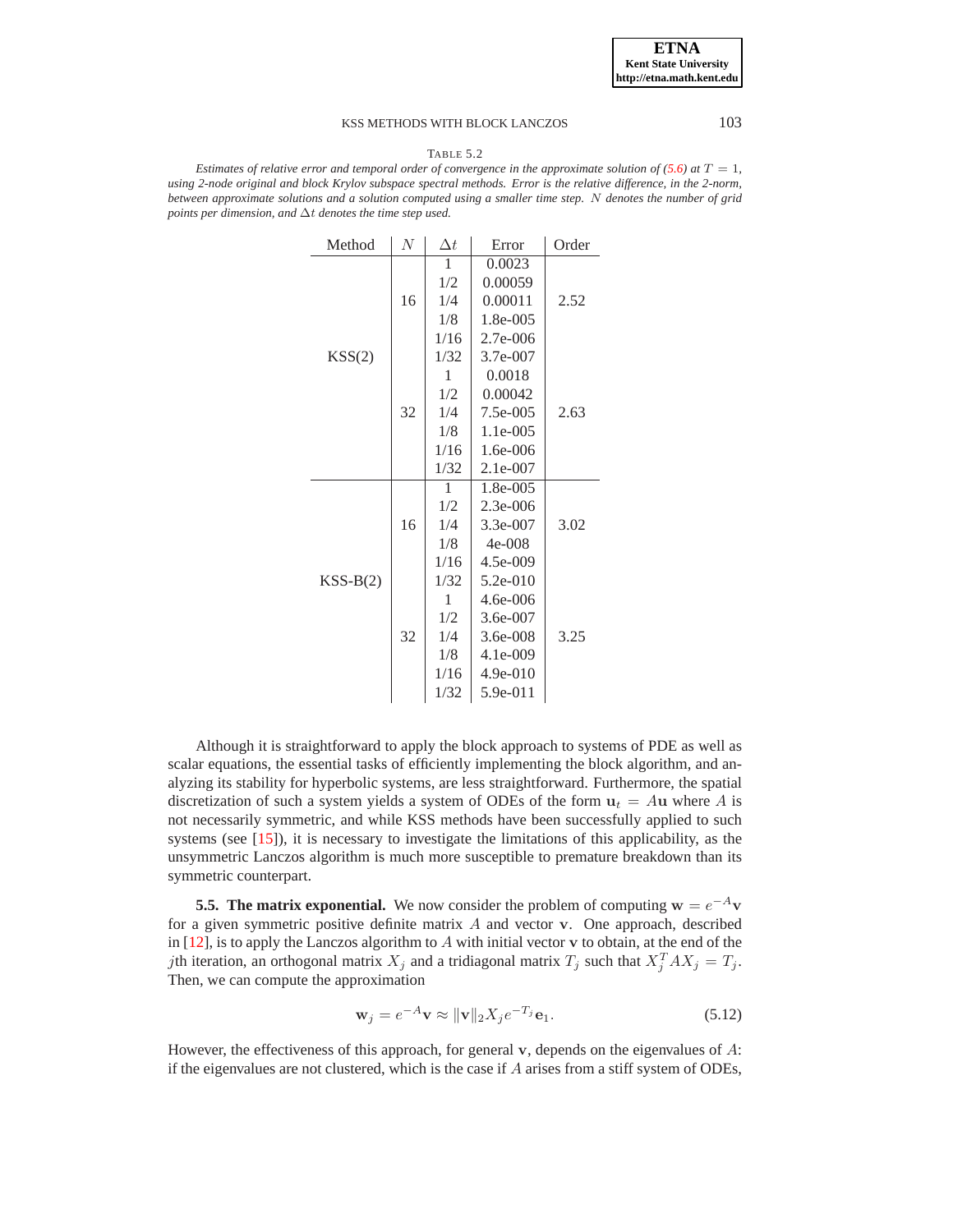TABLE 5.2

*Estimates of relative error and temporal order of convergence in the approximate solution of (5.6) at $T = 1$, using 2-node original and block Krylov subspace spectral methods. Error is the relative difference, in the 2-norm, between approximate solutions and a solution computed using a smaller time step. $N$ denotes the number of grid points per dimension, and $\Delta t$ denotes the time step used.*

| Method | $N$ | $\Delta t$ | Error | Order |
|---|---|---|---|---|
| KSS(2) | 16 | 1 | 0.0023 | 2.52 |
| | | 1/2 | 0.00059 | |
| | | 1/4 | 0.00011 | |
| | | 1/8 | 1.8e-005 | |
| | | 1/16 | 2.7e-006 | |
| | | 1/32 | 3.7e-007 | |
| | 32 | 1 | 0.0018 | 2.63 |
| | | 1/2 | 0.00042 | |
| | | 1/4 | 7.5e-005 | |
| | | 1/8 | 1.1e-005 | |
| | | 1/16 | 1.6e-006 | |
| | | 1/32 | 2.1e-007 | |
| KSS-B(2) | 16 | 1 | 1.8e-005 | 3.02 |
| | | 1/2 | 2.3e-006 | |
| | | 1/4 | 3.3e-007 | |
| | | 1/8 | 4e-008 | |
| | | 1/16 | 4.5e-009 | |
| | | 1/32 | 5.2e-010 | |
| | 32 | 1 | 4.6e-006 | 3.25 |
| | | 1/2 | 3.6e-007 | |
| | | 1/4 | 3.6e-008 | |
| | | 1/8 | 4.1e-009 | |
| | | 1/16 | 4.9e-010 | |
| | | 1/32 | 5.9e-011 | |

Although it is straightforward to apply the block approach to systems of PDE as well as scalar equations, the essential tasks of efficiently implementing the block algorithm, and analyzing its stability for hyperbolic systems, are less straightforward. Furthermore, the spatial discretization of such a system yields a system of ODEs of the form $\mathbf{u}_t = A\mathbf{u}$ where $A$ is not necessarily symmetric, and while KSS methods have been successfully applied to such systems (see [15]), it is necessary to investigate the limitations of this applicability, as the unsymmetric Lanczos algorithm is much more susceptible to premature breakdown than its symmetric counterpart.

**5.5. The matrix exponential.** We now consider the problem of computing $\mathbf{w} = e^{-A}\mathbf{v}$ for a given symmetric positive definite matrix $A$ and vector $\mathbf{v}$. One approach, described in [12], is to apply the Lanczos algorithm to $A$ with initial vector $\mathbf{v}$ to obtain, at the end of the $j$th iteration, an orthogonal matrix $X_j$ and a tridiagonal matrix $T_j$ such that $X_j^T A X_j = T_j$. Then, we can compute the approximation

$$\mathbf{w}_j = e^{-A}\mathbf{v} \approx \|\mathbf{v}\|_2 X_j e^{-T_j}\mathbf{e}_1. \tag{5.12}$$

However, the effectiveness of this approach, for general $\mathbf{v}$, depends on the eigenvalues of $A$: if the eigenvalues are not clustered, which is the case if $A$ arises from a stiff system of ODEs,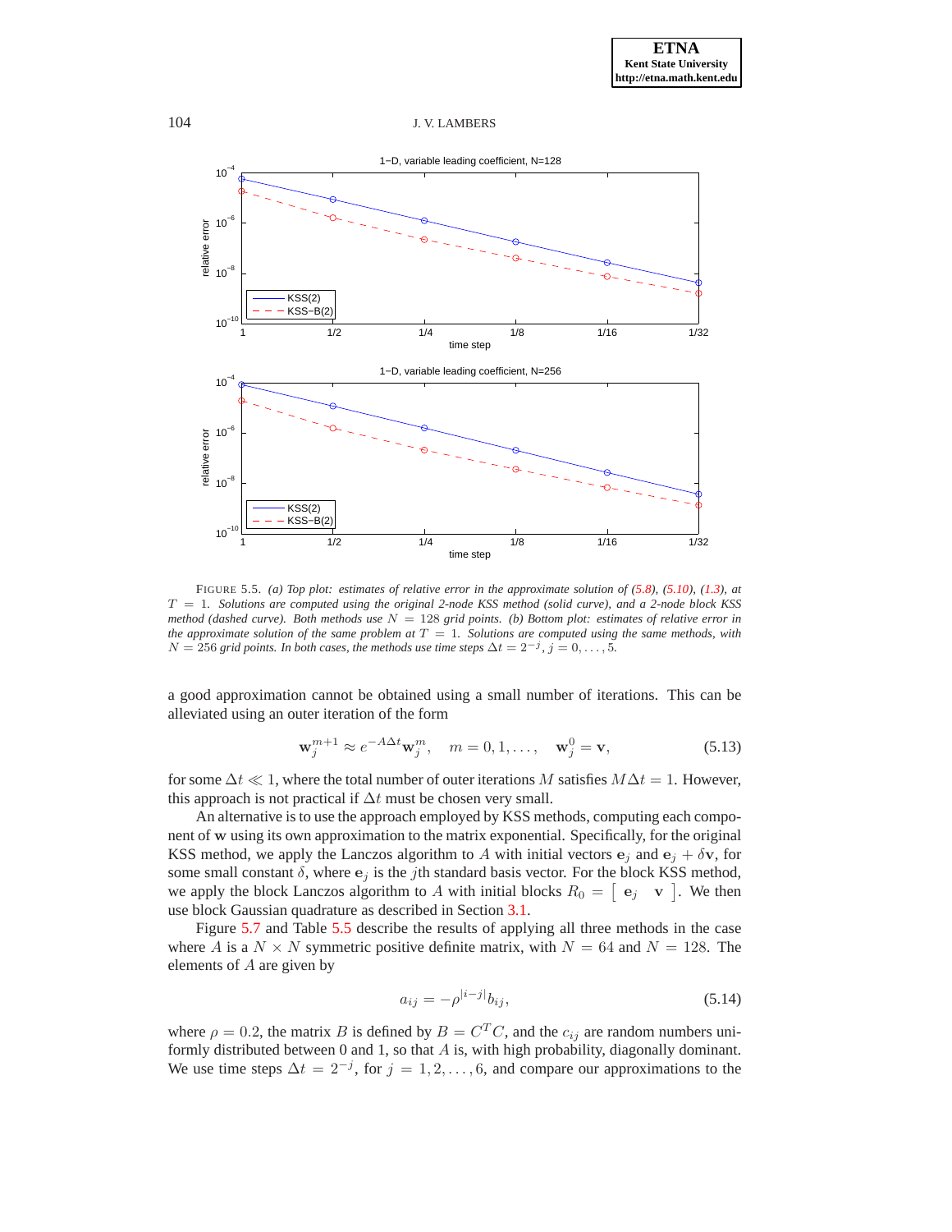FIGURE 5.5. *(a) Top plot: estimates of relative error in the approximate solution of (5.8), (5.10), (1.3), at $T = 1$. Solutions are computed using the original 2-node KSS method (solid curve), and a 2-node block KSS method (dashed curve). Both methods use $N = 128$ grid points. (b) Bottom plot: estimates of relative error in the approximate solution of the same problem at $T = 1$. Solutions are computed using the same methods, with $N = 256$ grid points. In both cases, the methods use time steps $\Delta t = 2^{-j}$, $j = 0, \ldots, 5$.*

a good approximation cannot be obtained using a small number of iterations. This can be alleviated using an outer iteration of the form

$$\mathbf{w}_j^{m+1} \approx e^{-A\Delta t}\mathbf{w}_j^m, \quad m = 0, 1, \ldots, \quad \mathbf{w}_j^0 = \mathbf{v}, \tag{5.13}$$

for some $\Delta t \ll 1$, where the total number of outer iterations $M$ satisfies $M\Delta t = 1$. However, this approach is not practical if $\Delta t$ must be chosen very small.

An alternative is to use the approach employed by KSS methods, computing each component of $\mathbf{w}$ using its own approximation to the matrix exponential. Specifically, for the original KSS method, we apply the Lanczos algorithm to $A$ with initial vectors $\mathbf{e}_j$ and $\mathbf{e}_j + \delta\mathbf{v}$, for some small constant $\delta$, where $\mathbf{e}_j$ is the $j$th standard basis vector. For the block KSS method, we apply the block Lanczos algorithm to $A$ with initial blocks $R_0 = \begin{bmatrix} \mathbf{e}_j & \mathbf{v} \end{bmatrix}$. We then use block Gaussian quadrature as described in Section 3.1.

Figure 5.7 and Table 5.5 describe the results of applying all three methods in the case where $A$ is a $N \times N$ symmetric positive definite matrix, with $N = 64$ and $N = 128$. The elements of $A$ are given by

$$a_{ij} = -\rho^{|i-j|}b_{ij}, \tag{5.14}$$

where $\rho = 0.2$, the matrix $B$ is defined by $B = C^T C$, and the $c_{ij}$ are random numbers uniformly distributed between 0 and 1, so that $A$ is, with high probability, diagonally dominant. We use time steps $\Delta t = 2^{-j}$, for $j = 1, 2, \ldots, 6$, and compare our approximations to the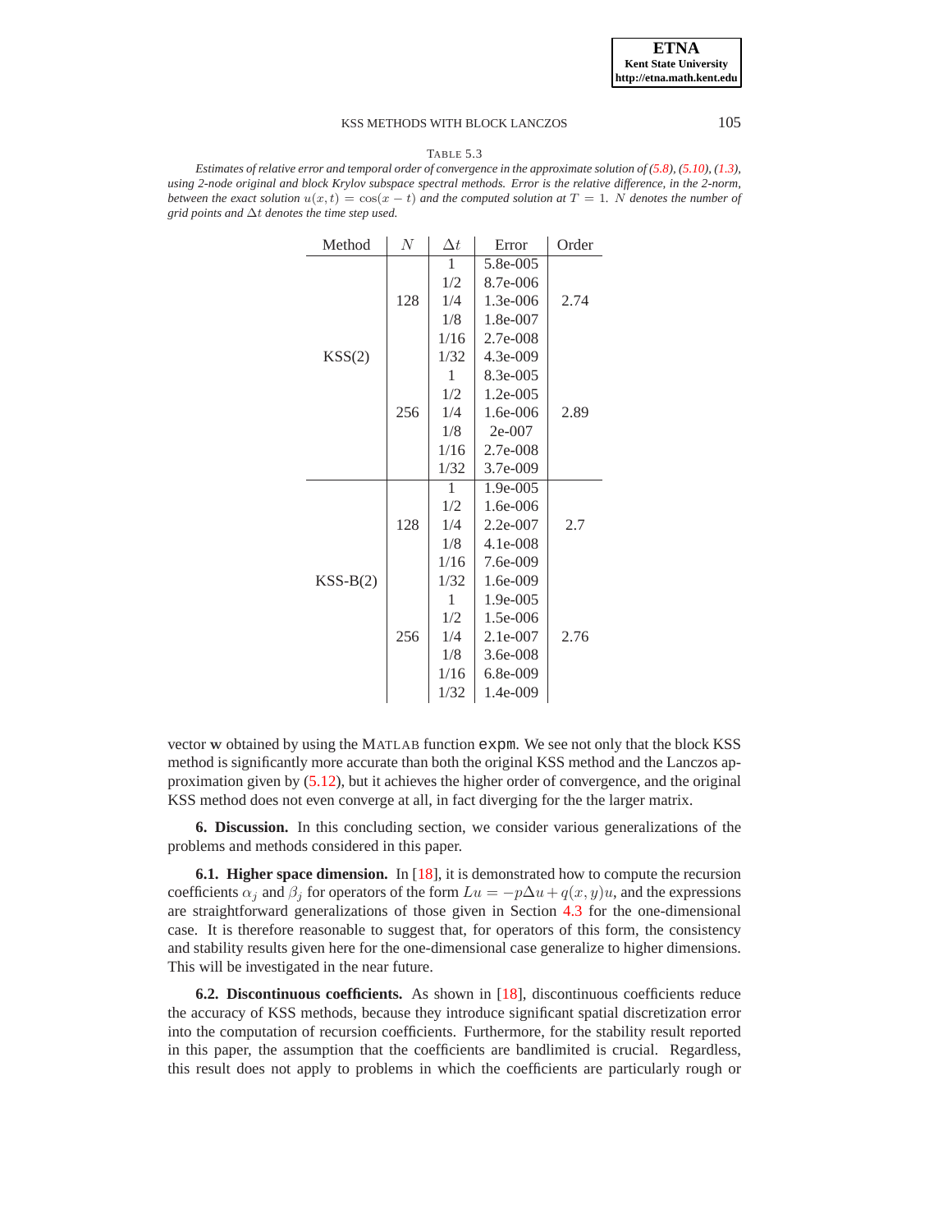TABLE 5.3

*Estimates of relative error and temporal order of convergence in the approximate solution of (5.8), (5.10), (1.3), using 2-node original and block Krylov subspace spectral methods. Error is the relative difference, in the 2-norm, between the exact solution $u(x,t) = \cos(x-t)$ and the computed solution at $T = 1$. $N$ denotes the number of grid points and $\Delta t$ denotes the time step used.*

| Method | $N$ | $\Delta t$ | Error | Order |
|---|---|---|---|---|
| KSS(2) | 128 | 1 | 5.8e-005 | 2.74 |
| | | 1/2 | 8.7e-006 | |
| | | 1/4 | 1.3e-006 | |
| | | 1/8 | 1.8e-007 | |
| | | 1/16 | 2.7e-008 | |
| | | 1/32 | 4.3e-009 | |
| | 256 | 1 | 8.3e-005 | 2.89 |
| | | 1/2 | 1.2e-005 | |
| | | 1/4 | 1.6e-006 | |
| | | 1/8 | 2e-007 | |
| | | 1/16 | 2.7e-008 | |
| | | 1/32 | 3.7e-009 | |
| KSS-B(2) | 128 | 1 | 1.9e-005 | 2.7 |
| | | 1/2 | 1.6e-006 | |
| | | 1/4 | 2.2e-007 | |
| | | 1/8 | 4.1e-008 | |
| | | 1/16 | 7.6e-009 | |
| | | 1/32 | 1.6e-009 | |
| | 256 | 1 | 1.9e-005 | 2.76 |
| | | 1/2 | 1.5e-006 | |
| | | 1/4 | 2.1e-007 | |
| | | 1/8 | 3.6e-008 | |
| | | 1/16 | 6.8e-009 | |
| | | 1/32 | 1.4e-009 | |

vector $\mathbf{w}$ obtained by using the MATLAB function `expm`. We see not only that the block KSS method is significantly more accurate than both the original KSS method and the Lanczos approximation given by (5.12), but it achieves the higher order of convergence, and the original KSS method does not even converge at all, in fact diverging for the the larger matrix.

## 6. Discussion.

In this concluding section, we consider various generalizations of the problems and methods considered in this paper.

### 6.1. Higher space dimension.

In [18], it is demonstrated how to compute the recursion coefficients $\alpha_j$ and $\beta_j$ for operators of the form $Lu = -p\Delta u + q(x,y)u$, and the expressions are straightforward generalizations of those given in Section 4.3 for the one-dimensional case. It is therefore reasonable to suggest that, for operators of this form, the consistency and stability results given here for the one-dimensional case generalize to higher dimensions. This will be investigated in the near future.

### 6.2. Discontinuous coefficients.

As shown in [18], discontinuous coefficients reduce the accuracy of KSS methods, because they introduce significant spatial discretization error into the computation of recursion coefficients. Furthermore, for the stability result reported in this paper, the assumption that the coefficients are bandlimited is crucial. Regardless, this result does not apply to problems in which the coefficients are particularly rough or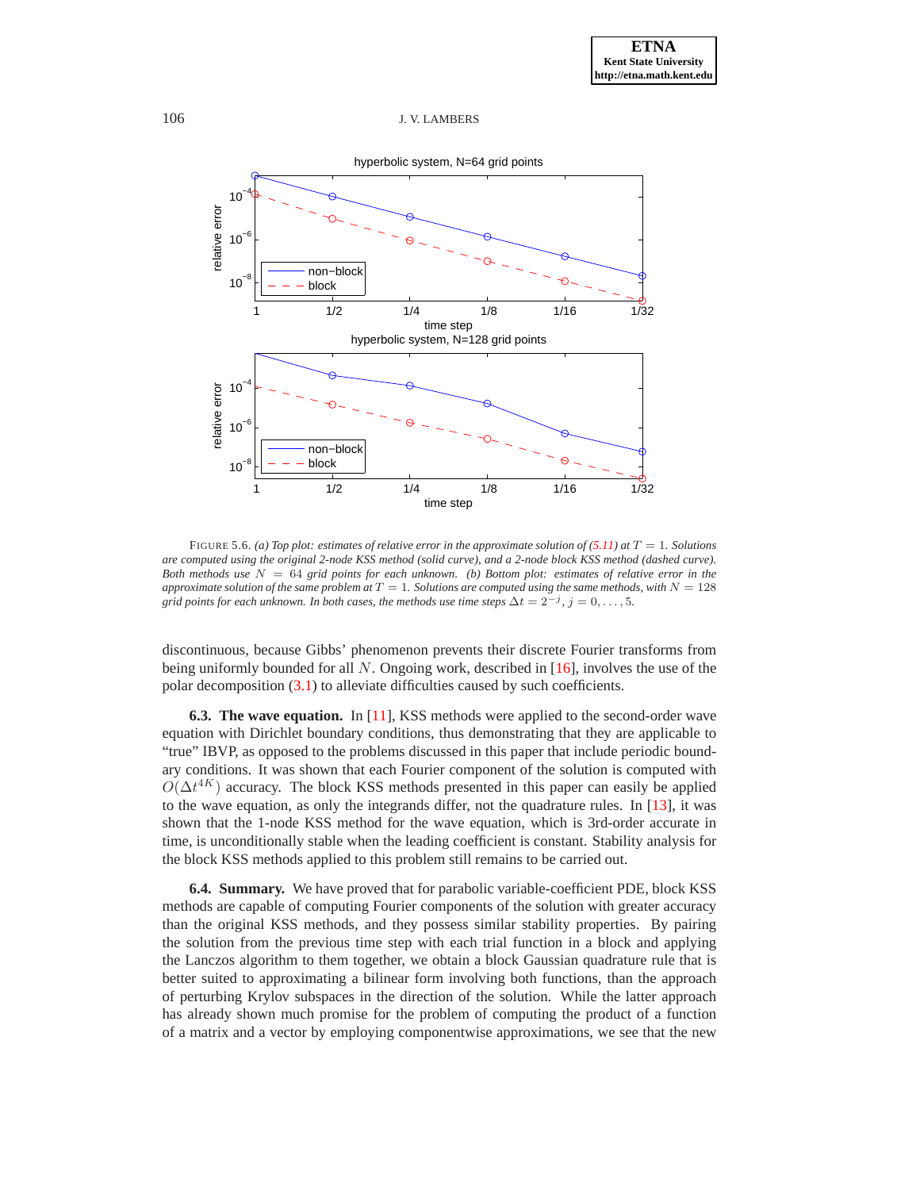FIGURE 5.6. *(a) Top plot: estimates of relative error in the approximate solution of (5.11) at $T = 1$. Solutions are computed using the original 2-node KSS method (solid curve), and a 2-node block KSS method (dashed curve). Both methods use $N = 64$ grid points for each unknown. (b) Bottom plot: estimates of relative error in the approximate solution of the same problem at $T = 1$. Solutions are computed using the same methods, with $N = 128$ grid points for each unknown. In both cases, the methods use time steps $\Delta t = 2^{-j}$, $j = 0, \ldots, 5$.*

discontinuous, because Gibbs' phenomenon prevents their discrete Fourier transforms from being uniformly bounded for all $N$. Ongoing work, described in [16], involves the use of the polar decomposition (3.1) to alleviate difficulties caused by such coefficients.

**6.3. The wave equation.** In [11], KSS methods were applied to the second-order wave equation with Dirichlet boundary conditions, thus demonstrating that they are applicable to "true" IBVP, as opposed to the problems discussed in this paper that include periodic boundary conditions. It was shown that each Fourier component of the solution is computed with $O(\Delta t^{4K})$ accuracy. The block KSS methods presented in this paper can easily be applied to the wave equation, as only the integrands differ, not the quadrature rules. In [13], it was shown that the 1-node KSS method for the wave equation, which is 3rd-order accurate in time, is unconditionally stable when the leading coefficient is constant. Stability analysis for the block KSS methods applied to this problem still remains to be carried out.

**6.4. Summary.** We have proved that for parabolic variable-coefficient PDE, block KSS methods are capable of computing Fourier components of the solution with greater accuracy than the original KSS methods, and they possess similar stability properties. By pairing the solution from the previous time step with each trial function in a block and applying the Lanczos algorithm to them together, we obtain a block Gaussian quadrature rule that is better suited to approximating a bilinear form involving both functions, than the approach of perturbing Krylov subspaces in the direction of the solution. While the latter approach has already shown much promise for the problem of computing the product of a function of a matrix and a vector by employing componentwise approximations, we see that the new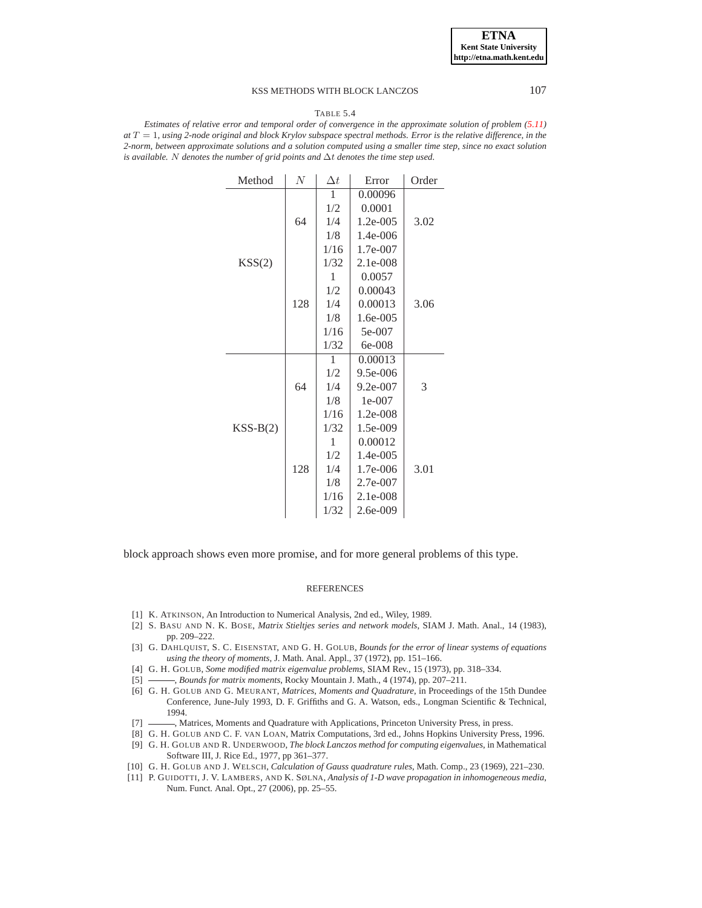TABLE 5.4

*Estimates of relative error and temporal order of convergence in the approximate solution of problem (5.11) at $T = 1$, using 2-node original and block Krylov subspace spectral methods. Error is the relative difference, in the 2-norm, between approximate solutions and a solution computed using a smaller time step, since no exact solution is available. $N$ denotes the number of grid points and $\Delta t$ denotes the time step used.*

| Method | $N$ | $\Delta t$ | Error | Order |
|---|---|---|---|---|
| KSS(2) | 64 | 1 | 0.00096 | 3.02 |
| | | 1/2 | 0.0001 | |
| | | 1/4 | 1.2e-005 | |
| | | 1/8 | 1.4e-006 | |
| | | 1/16 | 1.7e-007 | |
| | | 1/32 | 2.1e-008 | |
| | 128 | 1 | 0.0057 | 3.06 |
| | | 1/2 | 0.00043 | |
| | | 1/4 | 0.00013 | |
| | | 1/8 | 1.6e-005 | |
| | | 1/16 | 5e-007 | |
| | | 1/32 | 6e-008 | |
| KSS-B(2) | 64 | 1 | 0.00013 | 3 |
| | | 1/2 | 9.5e-006 | |
| | | 1/4 | 9.2e-007 | |
| | | 1/8 | 1e-007 | |
| | | 1/16 | 1.2e-008 | |
| | | 1/32 | 1.5e-009 | |
| | 128 | 1 | 0.00012 | 3.01 |
| | | 1/2 | 1.4e-005 | |
| | | 1/4 | 1.7e-006 | |
| | | 1/8 | 2.7e-007 | |
| | | 1/16 | 2.1e-008 | |
| | | 1/32 | 2.6e-009 | |

block approach shows even more promise, and for more general problems of this type.

## REFERENCES

[1] K. ATKINSON, An Introduction to Numerical Analysis, 2nd ed., Wiley, 1989.

[2] S. BASU AND N. K. BOSE, *Matrix Stieltjes series and network models*, SIAM J. Math. Anal., 14 (1983), pp. 209–222.

[3] G. DAHLQUIST, S. C. EISENSTAT, AND G. H. GOLUB, *Bounds for the error of linear systems of equations using the theory of moments*, J. Math. Anal. Appl., 37 (1972), pp. 151–166.

[4] G. H. GOLUB, *Some modified matrix eigenvalue problems*, SIAM Rev., 15 (1973), pp. 318–334.

[5] ———, *Bounds for matrix moments*, Rocky Mountain J. Math., 4 (1974), pp. 207–211.

[6] G. H. GOLUB AND G. MEURANT, *Matrices, Moments and Quadrature*, in Proceedings of the 15th Dundee Conference, June-July 1993, D. F. Griffiths and G. A. Watson, eds., Longman Scientific & Technical, 1994.

[7] ———, Matrices, Moments and Quadrature with Applications, Princeton University Press, in press.

[8] G. H. GOLUB AND C. F. VAN LOAN, Matrix Computations, 3rd ed., Johns Hopkins University Press, 1996.

[9] G. H. GOLUB AND R. UNDERWOOD, *The block Lanczos method for computing eigenvalues*, in Mathematical Software III, J. Rice Ed., 1977, pp 361–377.

[10] G. H. GOLUB AND J. WELSCH, *Calculation of Gauss quadrature rules*, Math. Comp., 23 (1969), 221–230.

[11] P. GUIDOTTI, J. V. LAMBERS, AND K. SØLNA, *Analysis of 1-D wave propagation in inhomogeneous media*, Num. Funct. Anal. Opt., 27 (2006), pp. 25–55.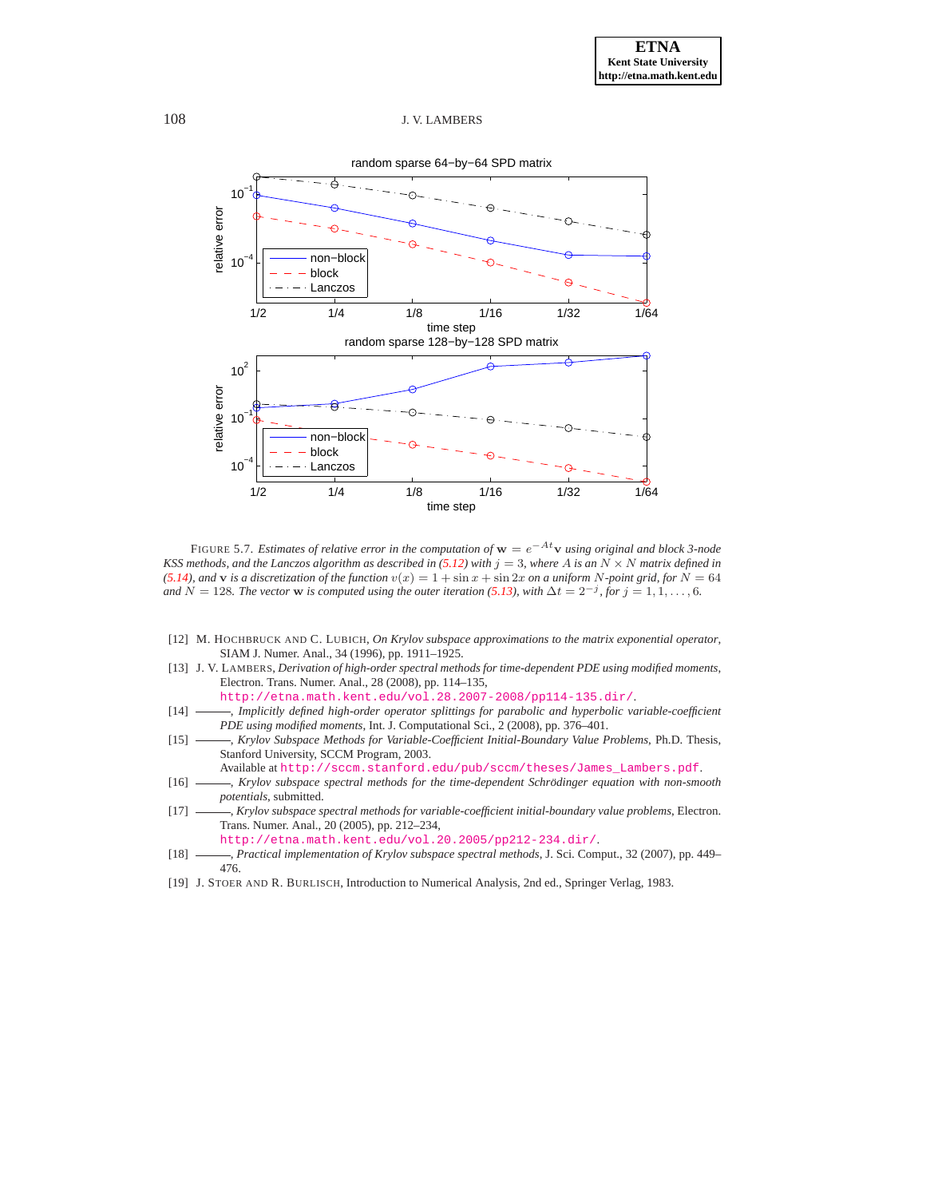FIGURE 5.7. *Estimates of relative error in the computation of* $\mathbf{w} = e^{-At}\mathbf{v}$ *using original and block 3-node KSS methods, and the Lanczos algorithm as described in (5.12) with* $j = 3$*, where* $A$ *is an* $N \times N$ *matrix defined in (5.14), and* $\mathbf{v}$ *is a discretization of the function* $v(x) = 1 + \sin x + \sin 2x$ *on a uniform* $N$*-point grid, for* $N = 64$ *and* $N = 128$*. The vector* $\mathbf{w}$ *is computed using the outer iteration (5.13), with* $\Delta t = 2^{-j}$*, for* $j = 1, 1, \ldots, 6$.

[12] M. HOCHBRUCK AND C. LUBICH, *On Krylov subspace approximations to the matrix exponential operator*, SIAM J. Numer. Anal., 34 (1996), pp. 1911–1925.

[13] J. V. LAMBERS, *Derivation of high-order spectral methods for time-dependent PDE using modified moments*, Electron. Trans. Numer. Anal., 28 (2008), pp. 114–135, http://etna.math.kent.edu/vol.28.2007-2008/pp114-135.dir/.

[14] ———, *Implicitly defined high-order operator splittings for parabolic and hyperbolic variable-coefficient PDE using modified moments*, Int. J. Computational Sci., 2 (2008), pp. 376–401.

[15] ———, *Krylov Subspace Methods for Variable-Coefficient Initial-Boundary Value Problems*, Ph.D. Thesis, Stanford University, SCCM Program, 2003. Available at http://sccm.stanford.edu/pub/sccm/theses/James_Lambers.pdf.

[16] ———, *Krylov subspace spectral methods for the time-dependent Schrödinger equation with non-smooth potentials*, submitted.

[17] ———, *Krylov subspace spectral methods for variable-coefficient initial-boundary value problems*, Electron. Trans. Numer. Anal., 20 (2005), pp. 212–234, http://etna.math.kent.edu/vol.20.2005/pp212-234.dir/.

[18] ———, *Practical implementation of Krylov subspace spectral methods*, J. Sci. Comput., 32 (2007), pp. 449–476.

[19] J. STOER AND R. BURLISCH, Introduction to Numerical Analysis, 2nd ed., Springer Verlag, 1983.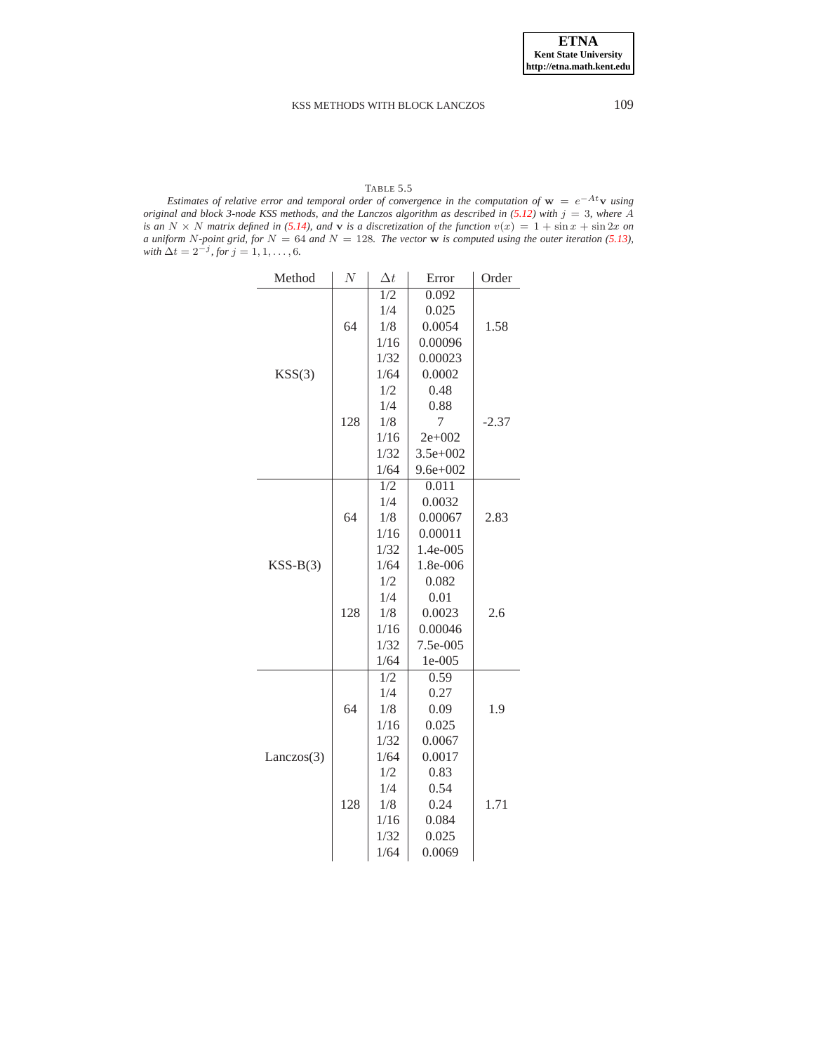TABLE 5.5

*Estimates of relative error and temporal order of convergence in the computation of* $\mathbf{w} = e^{-At}\mathbf{v}$ *using original and block 3-node KSS methods, and the Lanczos algorithm as described in (5.12) with* $j = 3$*, where* $A$ *is an* $N \times N$ *matrix defined in (5.14), and* $\mathbf{v}$ *is a discretization of the function* $v(x) = 1 + \sin x + \sin 2x$ *on a uniform* $N$*-point grid, for* $N = 64$ *and* $N = 128$*. The vector* $\mathbf{w}$ *is computed using the outer iteration (5.13), with* $\Delta t = 2^{-j}$*, for* $j = 1, 1, \ldots, 6$*.*

| Method | $N$ | $\Delta t$ | Error | Order |
|---|---|---|---|---|
| KSS(3) | 64 | 1/2 | 0.092 | 1.58 |
| | | 1/4 | 0.025 | |
| | | 1/8 | 0.0054 | |
| | | 1/16 | 0.00096 | |
| | | 1/32 | 0.00023 | |
| | | 1/64 | 0.0002 | |
| | 128 | 1/2 | 0.48 | -2.37 |
| | | 1/4 | 0.88 | |
| | | 1/8 | 7 | |
| | | 1/16 | 2e+002 | |
| | | 1/32 | 3.5e+002 | |
| | | 1/64 | 9.6e+002 | |
| KSS-B(3) | 64 | 1/2 | 0.011 | 2.83 |
| | | 1/4 | 0.0032 | |
| | | 1/8 | 0.00067 | |
| | | 1/16 | 0.00011 | |
| | | 1/32 | 1.4e-005 | |
| | | 1/64 | 1.8e-006 | |
| | 128 | 1/2 | 0.082 | 2.6 |
| | | 1/4 | 0.01 | |
| | | 1/8 | 0.0023 | |
| | | 1/16 | 0.00046 | |
| | | 1/32 | 7.5e-005 | |
| | | 1/64 | 1e-005 | |
| Lanczos(3) | 64 | 1/2 | 0.59 | 1.9 |
| | | 1/4 | 0.27 | |
| | | 1/8 | 0.09 | |
| | | 1/16 | 0.025 | |
| | | 1/32 | 0.0067 | |
| | | 1/64 | 0.0017 | |
| | 128 | 1/2 | 0.83 | 1.71 |
| | | 1/4 | 0.54 | |
| | | 1/8 | 0.24 | |
| | | 1/16 | 0.084 | |
| | | 1/32 | 0.025 | |
| | | 1/64 | 0.0069 | |